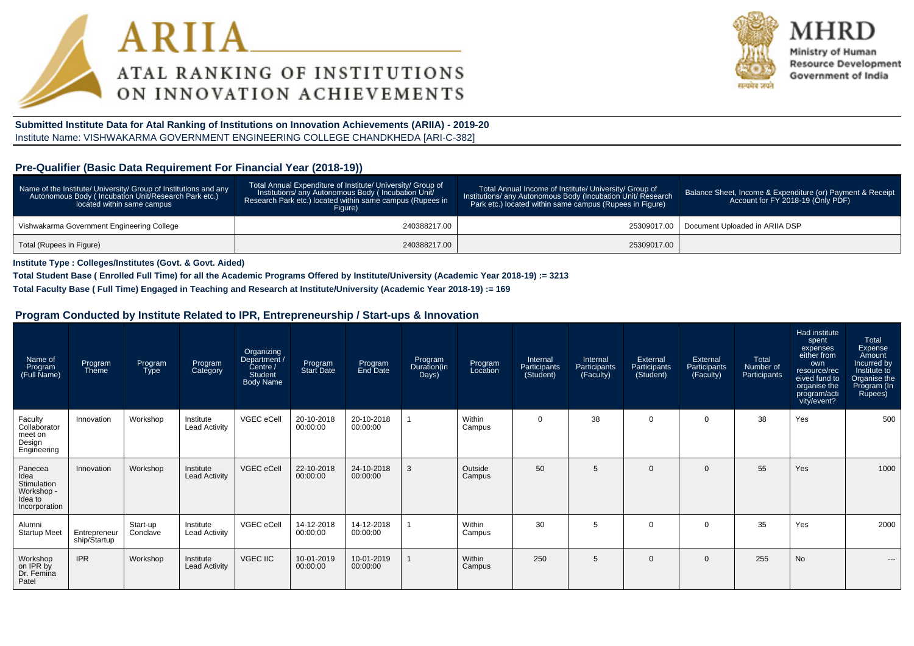# ARIIA
## ATAL RANKING OF INSTITUTIONS ON INNOVATION ACHIEVEMENTS

**MHRD**
Ministry of Human Resource Development
Government of India

**Submitted Institute Data for Atal Ranking of Institutions on Innovation Achievements (ARIIA) - 2019-20**
Institute Name: VISHWAKARMA GOVERNMENT ENGINEERING COLLEGE CHANDKHEDA [ARI-C-382]

### Pre-Qualifier (Basic Data Requirement For Financial Year (2018-19))

| Name of the Institute/ University/ Group of Institutions and any Autonomous Body ( Incubation Unit/Research Park etc.) located within same campus | Total Annual Expenditure of Institute/ University/ Group of Institutions/ any Autonomous Body ( Incubation Unit/ Research Park etc.) located within same campus (Rupees in Figure) | Total Annual Income of Institute/ University/ Group of Institutions/ any Autonomous Body (Incubation Unit/ Research Park etc.) located within same campus (Rupees in Figure) | Balance Sheet, Income & Expenditure (or) Payment & Receipt Account for FY 2018-19 (Only PDF) |
|---|---|---|---|
| Vishwakarma Government Engineering College | 240388217.00 | 25309017.00 | Document Uploaded in ARIIA DSP |
| Total (Rupees in Figure) | 240388217.00 | 25309017.00 | |

**Institute Type : Colleges/Institutes (Govt. & Govt. Aided)**

**Total Student Base ( Enrolled Full Time) for all the Academic Programs Offered by Institute/University (Academic Year 2018-19) := 3213**

**Total Faculty Base ( Full Time) Engaged in Teaching and Research at Institute/University (Academic Year 2018-19) := 169**

### Program Conducted by Institute Related to IPR, Entrepreneurship / Start-ups & Innovation

| Name of Program (Full Name) | Program Theme | Program Type | Program Category | Organizing Department / Centre / Student Body Name | Program Start Date | Program End Date | Program Duration(in Days) | Program Location | Internal Participants (Student) | Internal Participants (Faculty) | External Participants (Student) | External Participants (Faculty) | Total Number of Participants | Had institute spent expenses either from own resource/received fund to organise the program/activity/event? | Total Expense Amount Incurred by Institute to Organise the Program (In Rupees) |
|---|---|---|---|---|---|---|---|---|---|---|---|---|---|---|---|
| Faculty Collaborator meet on Design Engineering | Innovation | Workshop | Institute Lead Activity | VGEC eCell | 20-10-2018 00:00:00 | 20-10-2018 00:00:00 | 1 | Within Campus | 0 | 38 | 0 | 0 | 38 | Yes | 500 |
| Panecea Idea Stimulation Workshop - Idea to Incorporation | Innovation | Workshop | Institute Lead Activity | VGEC eCell | 22-10-2018 00:00:00 | 24-10-2018 00:00:00 | 3 | Outside Campus | 50 | 5 | 0 | 0 | 55 | Yes | 1000 |
| Alumni Startup Meet | Entrepreneurship/Startup | Start-up Conclave | Institute Lead Activity | VGEC eCell | 14-12-2018 00:00:00 | 14-12-2018 00:00:00 | 1 | Within Campus | 30 | 5 | 0 | 0 | 35 | Yes | 2000 |
| Workshop on IPR by Dr. Femina Patel | IPR | Workshop | Institute Lead Activity | VGEC IIC | 10-01-2019 00:00:00 | 10-01-2019 00:00:00 | 1 | Within Campus | 250 | 5 | 0 | 0 | 255 | No | --- |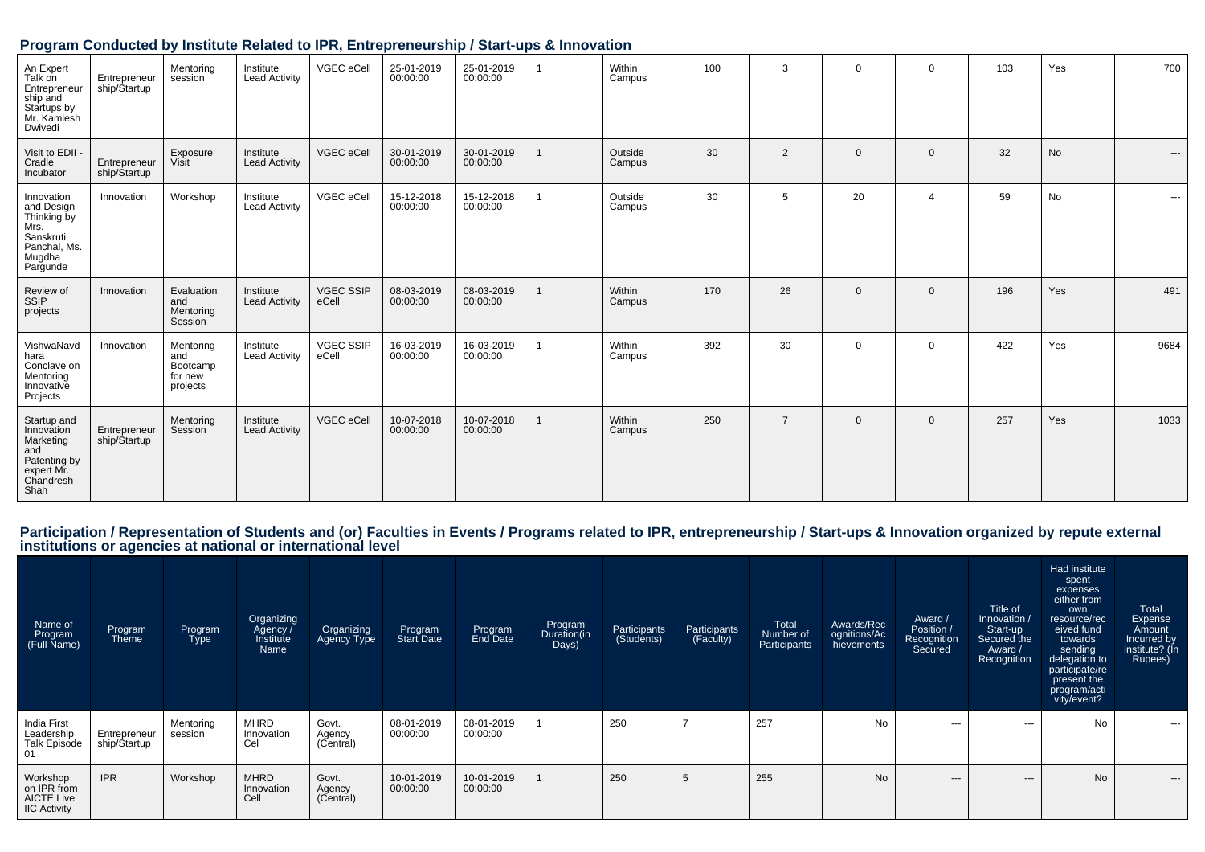## Program Conducted by Institute Related to IPR, Entrepreneurship / Start-ups & Innovation

| | | | | | | | | | | | | | | | |
|---|---|---|---|---|---|---|---|---|---|---|---|---|---|---|---|
| An Expert Talk on Entrepreneurship and Startups by Mr. Kamlesh Dwivedi | Entrepreneurship/Startup | Mentoring session | Institute Lead Activity | VGEC eCell | 25-01-2019 00:00:00 | 25-01-2019 00:00:00 | 1 | Within Campus | 100 | 3 | 0 | 0 | 103 | Yes | 700 |
| Visit to EDII - Cradle Incubator | Entrepreneurship/Startup | Exposure Visit | Institute Lead Activity | VGEC eCell | 30-01-2019 00:00:00 | 30-01-2019 00:00:00 | 1 | Outside Campus | 30 | 2 | 0 | 0 | 32 | No | --- |
| Innovation and Design Thinking by Mrs. Sanskruti Panchal, Ms. Mugdha Pargunde | Innovation | Workshop | Institute Lead Activity | VGEC eCell | 15-12-2018 00:00:00 | 15-12-2018 00:00:00 | 1 | Outside Campus | 30 | 5 | 20 | 4 | 59 | No | --- |
| Review of SSIP projects | Innovation | Evaluation and Mentoring Session | Institute Lead Activity | VGEC SSIP eCell | 08-03-2019 00:00:00 | 08-03-2019 00:00:00 | 1 | Within Campus | 170 | 26 | 0 | 0 | 196 | Yes | 491 |
| VishwaNavdhara Conclave on Mentoring Innovative Projects | Innovation | Mentoring and Bootcamp for new projects | Institute Lead Activity | VGEC SSIP eCell | 16-03-2019 00:00:00 | 16-03-2019 00:00:00 | 1 | Within Campus | 392 | 30 | 0 | 0 | 422 | Yes | 9684 |
| Startup and Innovation Marketing and Patenting by expert Mr. Chandresh Shah | Entrepreneurship/Startup | Mentoring Session | Institute Lead Activity | VGEC eCell | 10-07-2018 00:00:00 | 10-07-2018 00:00:00 | 1 | Within Campus | 250 | 7 | 0 | 0 | 257 | Yes | 1033 |

## Participation / Representation of Students and (or) Faculties in Events / Programs related to IPR, entrepreneurship / Start-ups & Innovation organized by repute external institutions or agencies at national or international level

| Name of Program (Full Name) | Program Theme | Program Type | Organizing Agency / Institute Name | Organizing Agency Type | Program Start Date | Program End Date | Program Duration(in Days) | Participants (Students) | Participants (Faculty) | Total Number of Participants | Awards/Recognitions/Achievements | Award / Position / Recognition Secured | Title of Innovation / Start-up Secured the Award / Recognition | Had institute spent expenses either from own resource/received fund towards sending delegation to participate/represent the program/activity/event? | Total Expense Amount Incurred by Institute? (In Rupees) |
|---|---|---|---|---|---|---|---|---|---|---|---|---|---|---|---|
| India First Leadership Talk Episode 01 | Entrepreneurship/Startup | Mentoring session | MHRD Innovation Cel | Govt. Agency (Central) | 08-01-2019 00:00:00 | 08-01-2019 00:00:00 | 1 | 250 | 7 | 257 | No | --- | --- | No | --- |
| Workshop on IPR from AICTE Live IIC Activity | IPR | Workshop | MHRD Innovation Cell | Govt. Agency (Central) | 10-01-2019 00:00:00 | 10-01-2019 00:00:00 | 1 | 250 | 5 | 255 | No | --- | --- | No | --- |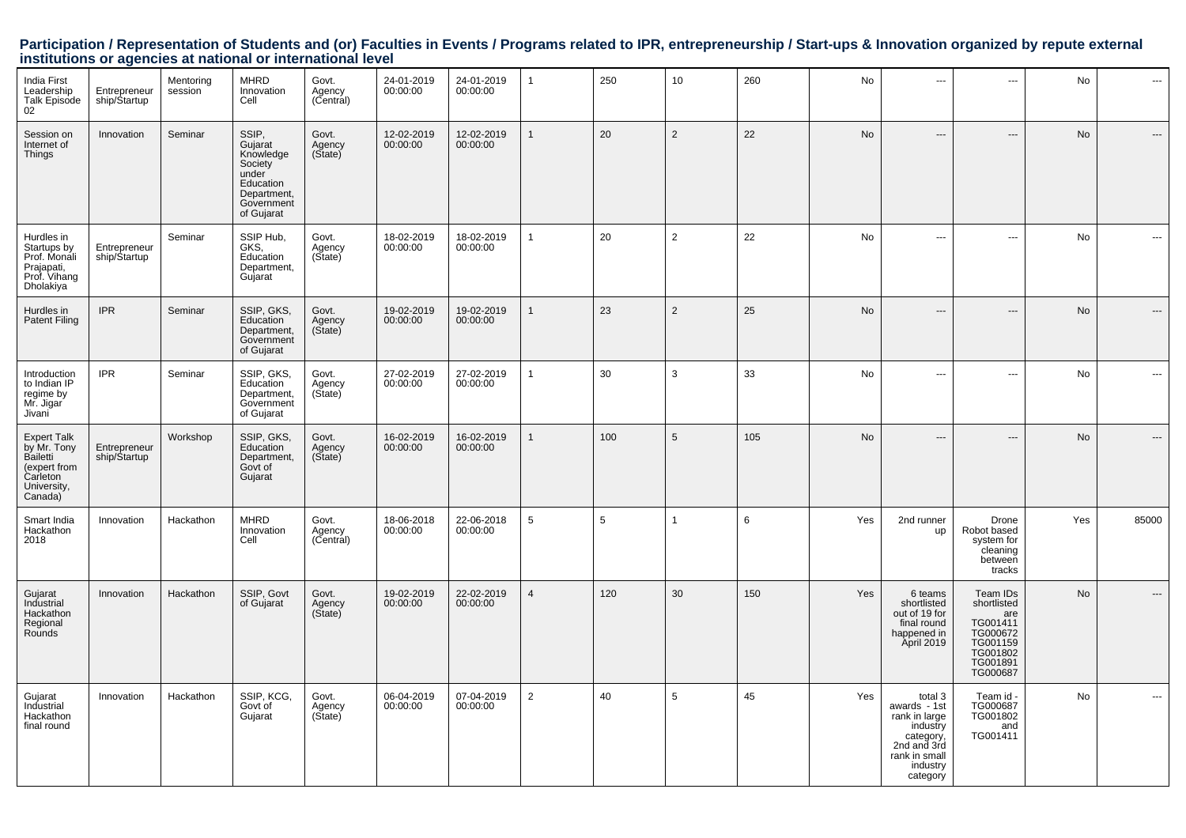## Participation / Representation of Students and (or) Faculties in Events / Programs related to IPR, entrepreneurship / Start-ups & Innovation organized by repute external institutions or agencies at national or international level

| | | | | | | | | | | | | | | | |
|---|---|---|---|---|---|---|---|---|---|---|---|---|---|---|---|
| India First Leadership Talk Episode 02 | Entrepreneurship/Startup | Mentoring session | MHRD Innovation Cell | Govt. Agency (Central) | 24-01-2019 00:00:00 | 24-01-2019 00:00:00 | 1 | 250 | 10 | 260 | No | --- | --- | No | --- |
| Session on Internet of Things | Innovation | Seminar | SSIP, Gujarat Knowledge Society under Education Department, Government of Gujarat | Govt. Agency (State) | 12-02-2019 00:00:00 | 12-02-2019 00:00:00 | 1 | 20 | 2 | 22 | No | --- | --- | No | --- |
| Hurdles in Startups by Prof. Monali Prajapati, Prof. Vihang Dholakiya | Entrepreneurship/Startup | Seminar | SSIP Hub, GKS, Education Department, Gujarat | Govt. Agency (State) | 18-02-2019 00:00:00 | 18-02-2019 00:00:00 | 1 | 20 | 2 | 22 | No | --- | --- | No | --- |
| Hurdles in Patent Filing | IPR | Seminar | SSIP, GKS, Education Department, Government of Gujarat | Govt. Agency (State) | 19-02-2019 00:00:00 | 19-02-2019 00:00:00 | 1 | 23 | 2 | 25 | No | --- | --- | No | --- |
| Introduction to Indian IP regime by Mr. Jigar Jivani | IPR | Seminar | SSIP, GKS, Education Department, Government of Gujarat | Govt. Agency (State) | 27-02-2019 00:00:00 | 27-02-2019 00:00:00 | 1 | 30 | 3 | 33 | No | --- | --- | No | --- |
| Expert Talk by Mr. Tony Bailetti (expert from Carleton University, Canada) | Entrepreneurship/Startup | Workshop | SSIP, GKS, Education Department, Govt of Gujarat | Govt. Agency (State) | 16-02-2019 00:00:00 | 16-02-2019 00:00:00 | 1 | 100 | 5 | 105 | No | --- | --- | No | --- |
| Smart India Hackathon 2018 | Innovation | Hackathon | MHRD Innovation Cell | Govt. Agency (Central) | 18-06-2018 00:00:00 | 22-06-2018 00:00:00 | 5 | 5 | 1 | 6 | Yes | 2nd runner up | Drone Robot based system for cleaning between tracks | Yes | 85000 |
| Gujarat Industrial Hackathon Regional Rounds | Innovation | Hackathon | SSIP, Govt of Gujarat | Govt. Agency (State) | 19-02-2019 00:00:00 | 22-02-2019 00:00:00 | 4 | 120 | 30 | 150 | Yes | 6 teams shortlisted out of 19 for final round happened in April 2019 | Team IDs shortlisted are TG001411 TG000672 TG001159 TG001802 TG001891 TG000687 | No | --- |
| Gujarat Industrial Hackathon final round | Innovation | Hackathon | SSIP, KCG, Govt of Gujarat | Govt. Agency (State) | 06-04-2019 00:00:00 | 07-04-2019 00:00:00 | 2 | 40 | 5 | 45 | Yes | total 3 awards - 1st rank in large industry category, 2nd and 3rd rank in small industry category | Team id - TG000687 TG001802 and TG001411 | No | --- |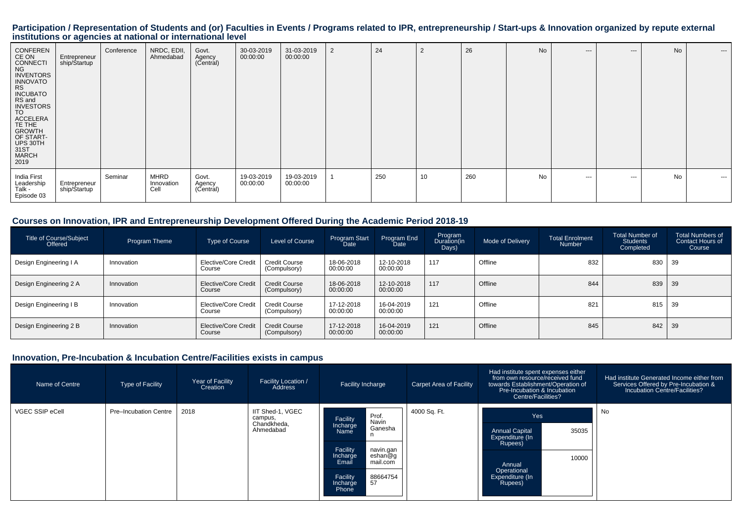## Participation / Representation of Students and (or) Faculties in Events / Programs related to IPR, entrepreneurship / Start-ups & Innovation organized by repute external institutions or agencies at national or international level

| | | | | | | | | | | | | | | |
|---|---|---|---|---|---|---|---|---|---|---|---|---|---|---|
| CONFERENCE ON CONNECTING INVENTORS INNOVATORS INCUBATORS and INVESTORS TO ACCELERATE THE GROWTH OF START-UPS 30TH 31ST MARCH 2019 | Entrepreneurship/Startup | Conference | NRDC, EDII, Ahmedabad | Govt. Agency (Central) | 30-03-2019 00:00:00 | 31-03-2019 00:00:00 | 2 | 24 | 2 | 26 | No | --- | --- | No | --- |
| India First Leadership Talk - Episode 03 | Entrepreneurship/Startup | Seminar | MHRD Innovation Cell | Govt. Agency (Central) | 19-03-2019 00:00:00 | 19-03-2019 00:00:00 | 1 | 250 | 10 | 260 | No | --- | --- | No | --- |

## Courses on Innovation, IPR and Entrepreneurship Development Offered During the Academic Period 2018-19

| Title of Course/Subject Offered | Program Theme | Type of Course | Level of Course | Program Start Date | Program End Date | Program Duration(in Days) | Mode of Delivery | Total Enrolment Number | Total Number of Students Completed | Total Numbers of Contact Hours of Course |
|---|---|---|---|---|---|---|---|---|---|---|
| Design Engineering I A | Innovation | Elective/Core Credit Course | Credit Course (Compulsory) | 18-06-2018 00:00:00 | 12-10-2018 00:00:00 | 117 | Offline | 832 | 830 | 39 |
| Design Engineering 2 A | Innovation | Elective/Core Credit Course | Credit Course (Compulsory) | 18-06-2018 00:00:00 | 12-10-2018 00:00:00 | 117 | Offline | 844 | 839 | 39 |
| Design Engineering I B | Innovation | Elective/Core Credit Course | Credit Course (Compulsory) | 17-12-2018 00:00:00 | 16-04-2019 00:00:00 | 121 | Offline | 821 | 815 | 39 |
| Design Engineering 2 B | Innovation | Elective/Core Credit Course | Credit Course (Compulsory) | 17-12-2018 00:00:00 | 16-04-2019 00:00:00 | 121 | Offline | 845 | 842 | 39 |

## Innovation, Pre-Incubation & Incubation Centre/Facilities exists in campus

| Name of Centre | Type of Facility | Year of Facility Creation | Facility Location / Address | Facility Incharge | Carpet Area of Facility | Had institute spent expenses either from own resource/received fund towards Establishment/Operation of Pre-Incubation & Incubation Centre/Facilities? | Had institute Generated Income either from Services Offered by Pre-Incubation & Incubation Centre/Facilities? |
|---|---|---|---|---|---|---|---|
| VGEC SSIP eCell | Pre–Incubation Centre | 2018 | IIT Shed-1, VGEC campus, Chandkheda, Ahmedabad | Facility Incharge Name: Prof. Navin Ganeshan<br>Facility Incharge Email: navin.ganeshan@gmail.com<br>Facility Incharge Phone: 8866475457 | 4000 Sq. Ft. | Yes<br>Annual Capital Expenditure (In Rupees): 35035<br>Annual Operational Expenditure (In Rupees): 10000 | No |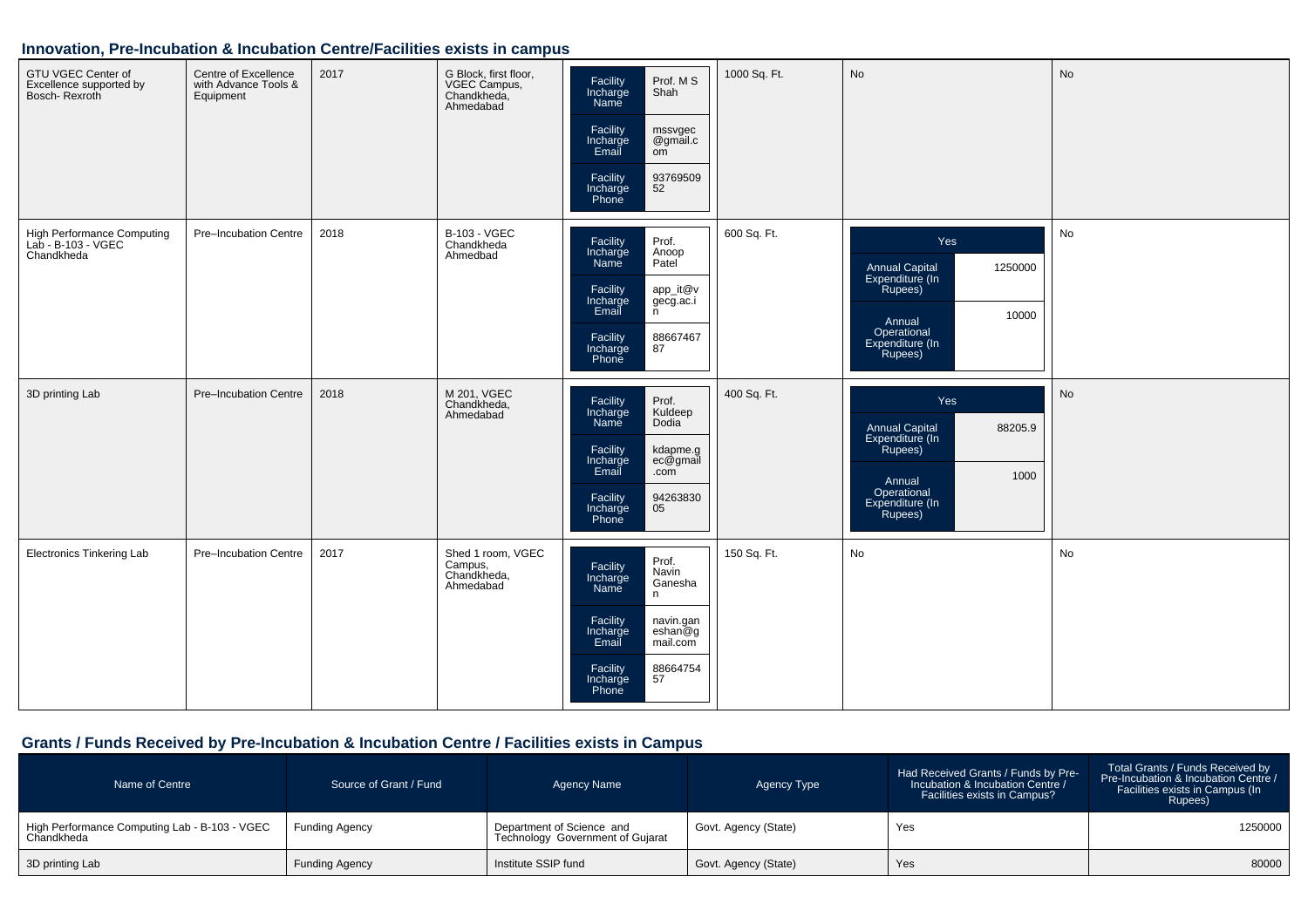## Innovation, Pre-Incubation & Incubation Centre/Facilities exists in campus

| | | | | | | | |
|---|---|---|---|---|---|---|---|
| GTU VGEC Center of Excellence supported by Bosch- Rexroth | Centre of Excellence with Advance Tools & Equipment | 2017 | G Block, first floor, VGEC Campus, Chandkheda, Ahmedabad | Facility Incharge Name: Prof. M S Shah<br>Facility Incharge Email: mssvgec@gmail.com<br>Facility Incharge Phone: 9376950952 | 1000 Sq. Ft. | No | No |
| High Performance Computing Lab - B-103 - VGEC Chandkheda | Pre–Incubation Centre | 2018 | B-103 - VGEC Chandkheda Ahmedbad | Facility Incharge Name: Prof. Anoop Patel<br>Facility Incharge Email: app_it@vgecg.ac.in<br>Facility Incharge Phone: 8866746787 | 600 Sq. Ft. | Yes<br>Annual Capital Expenditure (In Rupees): 1250000<br>Annual Operational Expenditure (In Rupees): 10000 | No |
| 3D printing Lab | Pre–Incubation Centre | 2018 | M 201, VGEC Chandkheda, Ahmedabad | Facility Incharge Name: Prof. Kuldeep Dodia<br>Facility Incharge Email: kdapme.gec@gmail.com<br>Facility Incharge Phone: 9426383005 | 400 Sq. Ft. | Yes<br>Annual Capital Expenditure (In Rupees): 88205.9<br>Annual Operational Expenditure (In Rupees): 1000 | No |
| Electronics Tinkering Lab | Pre–Incubation Centre | 2017 | Shed 1 room, VGEC Campus, Chandkheda, Ahmedabad | Facility Incharge Name: Prof. Navin Ganeshan<br>Facility Incharge Email: navin.ganeshan@gmail.com<br>Facility Incharge Phone: 8866475457 | 150 Sq. Ft. | No | No |

## Grants / Funds Received by Pre-Incubation & Incubation Centre / Facilities exists in Campus

| Name of Centre | Source of Grant / Fund | Agency Name | Agency Type | Had Received Grants / Funds by Pre-Incubation & Incubation Centre / Facilities exists in Campus? | Total Grants / Funds Received by Pre-Incubation & Incubation Centre / Facilities exists in Campus (In Rupees) |
|---|---|---|---|---|---|
| High Performance Computing Lab - B-103 - VGEC Chandkheda | Funding Agency | Department of Science and Technology Government of Gujarat | Govt. Agency (State) | Yes | 1250000 |
| 3D printing Lab | Funding Agency | Institute SSIP fund | Govt. Agency (State) | Yes | 80000 |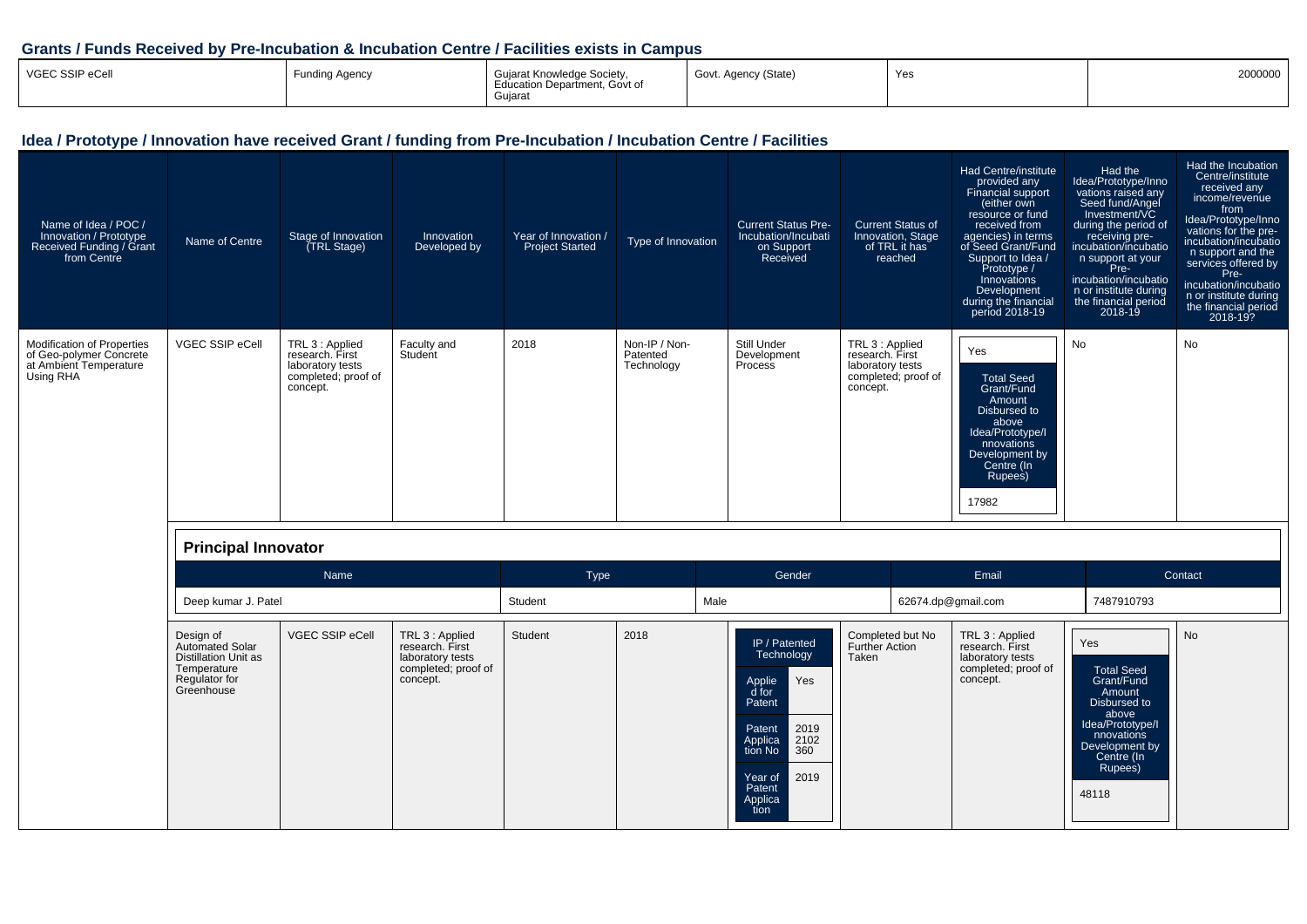## Grants / Funds Received by Pre-Incubation & Incubation Centre / Facilities exists in Campus

| | | | | | |
|---|---|---|---|---|---|
| VGEC SSIP eCell | Funding Agency | Gujarat Knowledge Society, Education Department, Govt of Gujarat | Govt. Agency (State) | Yes | 2000000 |

## Idea / Prototype / Innovation have received Grant / funding from Pre-Incubation / Incubation Centre / Facilities

| Name of Idea / POC / Innovation / Prototype Received Funding / Grant from Centre | Name of Centre | Stage of Innovation (TRL Stage) | Innovation Developed by | Year of Innovation / Project Started | Type of Innovation | Current Status Pre-Incubation/Incubation Support Received | Current Status of Innovation, Stage of TRL it has reached | Had Centre/institute provided any Financial support (either own resource or fund received from agencies) in terms of Seed Grant/Fund Support to Idea / Prototype / Innovations Development during the financial period 2018-19 | Had the Idea/Prototype/Innovations raised any Seed fund/Angel Investment/VC during the period of receiving pre-incubation/incubation support at your Pre-incubation/incubation or institute during the financial period 2018-19 | Had the Incubation Centre/institute received any income/revenue from Idea/Prototype/Innovations for the pre-incubation/incubation support and the services offered by Pre-incubation/incubation or institute during the financial period 2018-19? |
|---|---|---|---|---|---|---|---|---|---|---|
| Modification of Properties of Geo-polymer Concrete at Ambient Temperature Using RHA | VGEC SSIP eCell | TRL 3 : Applied research. First laboratory tests completed; proof of concept. | Faculty and Student | 2018 | Non-IP / Non-Patented Technology | Still Under Development Process | TRL 3 : Applied research. First laboratory tests completed; proof of concept. | Yes<br>Total Seed Grant/Fund Amount Disbursed to above Idea/Prototype/Innovations Development by Centre (In Rupees)<br>17982 | No | No |
| Design of Automated Solar Distillation Unit as Temperature Regulator for Greenhouse | VGEC SSIP eCell | TRL 3 : Applied research. First laboratory tests completed; proof of concept. | Student | 2018 | IP / Patented Technology<br>Applied for Patent: Yes<br>Patent Application No: 2019 2102 360<br>Year of Patent Application: 2019 | Completed but No Further Action Taken | TRL 3 : Applied research. First laboratory tests completed; proof of concept. | Yes<br>Total Seed Grant/Fund Amount Disbursed to above Idea/Prototype/Innovations Development by Centre (In Rupees)<br>48118 | No | |

**Principal Innovator** (Modification of Properties of Geo-polymer Concrete at Ambient Temperature Using RHA)

| Name | Type | Gender | Email | Contact |
|---|---|---|---|---|
| Deep kumar J. Patel | Student | Male | 62674.dp@gmail.com | 7487910793 |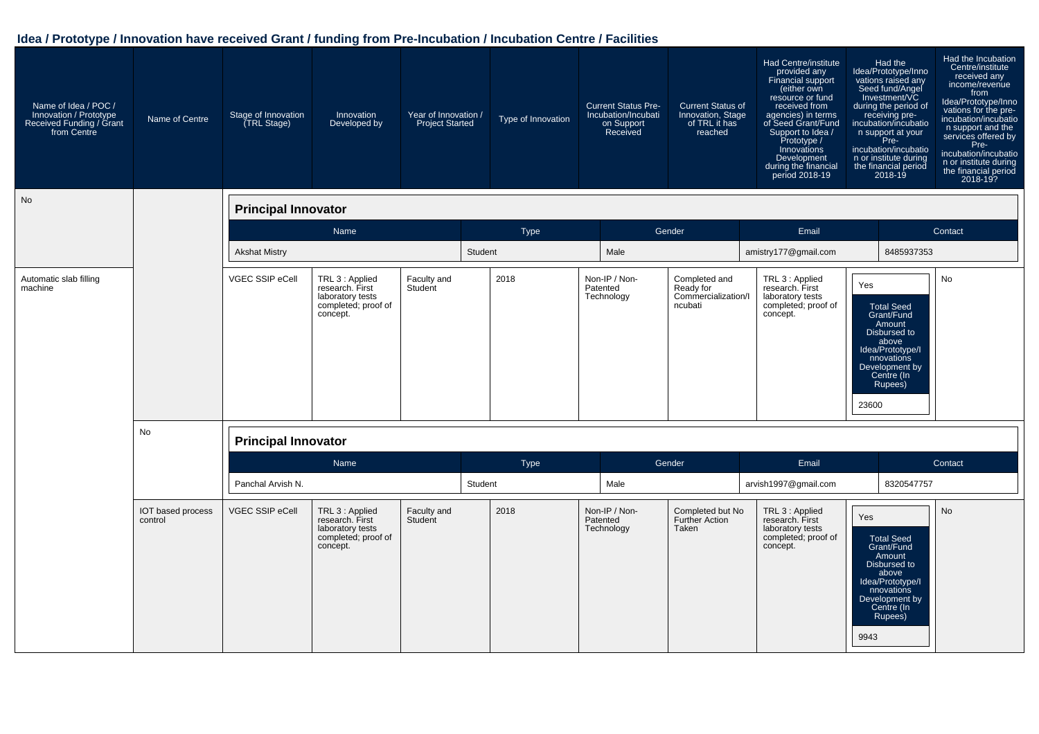## Idea / Prototype / Innovation have received Grant / funding from Pre-Incubation / Incubation Centre / Facilities

| Name of Idea / POC / Innovation / Prototype Received Funding / Grant from Centre | Name of Centre | Stage of Innovation (TRL Stage) | Innovation Developed by | Year of Innovation / Project Started | Type of Innovation | Current Status Pre-Incubation/Incubation Support Received | Current Status of Innovation, Stage of TRL it has reached | Had Centre/institute provided any Financial support (either own resource or fund received from agencies) in terms of Seed Grant/Fund Support to Idea / Prototype / Innovations Development during the financial period 2018-19 | Had the Idea/Prototype/Innovations raised any Seed fund/Angel Investment/VC during the period of receiving pre-incubation/incubation support at your Pre-incubation/incubation or institute during the financial period 2018-19 | Had the Incubation Centre/institute received any income/revenue from Idea/Prototype/Innovations for the pre-incubation/incubation support and the services offered by Pre-incubation/incubation or institute during the financial period 2018-19? |
|---|---|---|---|---|---|---|---|---|---|---|
| No | | | | | | | | | | |
| Automatic slab filling machine | VGEC SSIP eCell | TRL 3 : Applied research. First laboratory tests completed; proof of concept. | Faculty and Student | 2018 | Non-IP / Non-Patented Technology | Completed and Ready for Commercialization/Incubati | TRL 3 : Applied research. First laboratory tests completed; proof of concept. | Yes<br>Total Seed Grant/Fund Amount Disbursed to above Idea/Prototype/Innovations Development by Centre (In Rupees)<br>23600 | No | |
| No | | | | | | | | | | |
| IOT based process control | VGEC SSIP eCell | TRL 3 : Applied research. First laboratory tests completed; proof of concept. | Faculty and Student | 2018 | Non-IP / Non-Patented Technology | Completed but No Further Action Taken | TRL 3 : Applied research. First laboratory tests completed; proof of concept. | Yes<br>Total Seed Grant/Fund Amount Disbursed to above Idea/Prototype/Innovations Development by Centre (In Rupees)<br>9943 | No | |

**Principal Innovator** (Automatic slab filling machine)

| Name | Type | Gender | Email | Contact |
|---|---|---|---|---|
| Akshat Mistry | Student | Male | amistry177@gmail.com | 8485937353 |

**Principal Innovator** (IOT based process control)

| Name | Type | Gender | Email | Contact |
|---|---|---|---|---|
| Panchal Arvish N. | Student | Male | arvish1997@gmail.com | 8320547757 |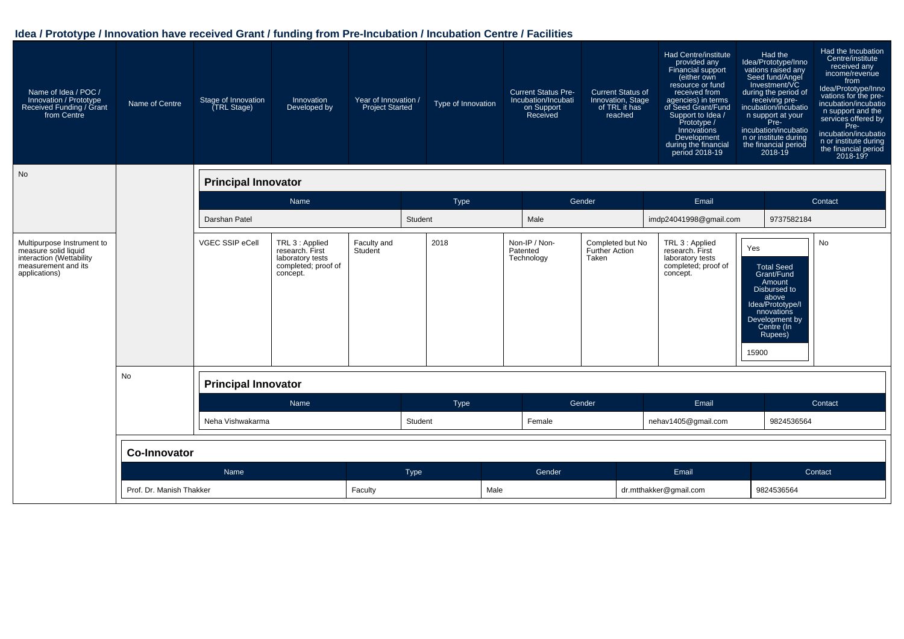## Idea / Prototype / Innovation have received Grant / funding from Pre-Incubation / Incubation Centre / Facilities

| Name of Idea / POC / Innovation / Prototype Received Funding / Grant from Centre | Name of Centre | Stage of Innovation (TRL Stage) | Innovation Developed by | Year of Innovation / Project Started | Type of Innovation | Current Status Pre-Incubation/Incubation Support Received | Current Status of Innovation, Stage of TRL it has reached | Had Centre/institute provided any Financial support (either own resource or fund received from agencies) in terms of Seed Grant/Fund Support to Idea / Prototype / Innovations Development during the financial period 2018-19 | Had the Idea/Prototype/Innovations raised any Seed fund/Angel Investment/VC during the period of receiving pre-incubation/incubation support at your Pre-incubation/incubation or institute during the financial period 2018-19 | Had the Incubation Centre/institute received any income/revenue from Idea/Prototype/Innovations for the pre-incubation/incubation support and the services offered by Pre-incubation/incubation or institute during the financial period 2018-19? |
|---|---|---|---|---|---|---|---|---|---|---|
| No | | | | | | | | | | |

**Principal Innovator**

| Name | Type | Gender | Email | Contact |
|---|---|---|---|---|
| Darshan Patel | Student | Male | imdp24041998@gmail.com | 9737582184 |

| Name of Idea / POC / Innovation / Prototype Received Funding / Grant from Centre | Name of Centre | Stage of Innovation (TRL Stage) | Innovation Developed by | Year of Innovation / Project Started | Type of Innovation | Current Status Pre-Incubation/Incubation Support Received | Current Status of Innovation, Stage of TRL it has reached | Had Centre/institute provided any Financial support | Had the Idea/Prototype/Innovations raised any Seed fund/Angel Investment/VC | Had the Incubation Centre/institute received any income/revenue |
|---|---|---|---|---|---|---|---|---|---|---|
| Multipurpose Instrument to measure solid liquid interaction (Wettability measurement and its applications) | VGEC SSIP eCell | TRL 3 : Applied research. First laboratory tests completed; proof of concept. | Faculty and Student | 2018 | Non-IP / Non-Patented Technology | Completed but No Further Action Taken | TRL 3 : Applied research. First laboratory tests completed; proof of concept. | Yes<br>Total Seed Grant/Fund Amount Disbursed to above Idea/Prototype/Innovations Development by Centre (In Rupees): 15900 | No | No |

**Principal Innovator**

| Name | Type | Gender | Email | Contact |
|---|---|---|---|---|
| Neha Vishwakarma | Student | Female | nehav1405@gmail.com | 9824536564 |

**Co-Innovator**

| Name | Type | Gender | Email | Contact |
|---|---|---|---|---|
| Prof. Dr. Manish Thakker | Faculty | Male | dr.mtthakker@gmail.com | 9824536564 |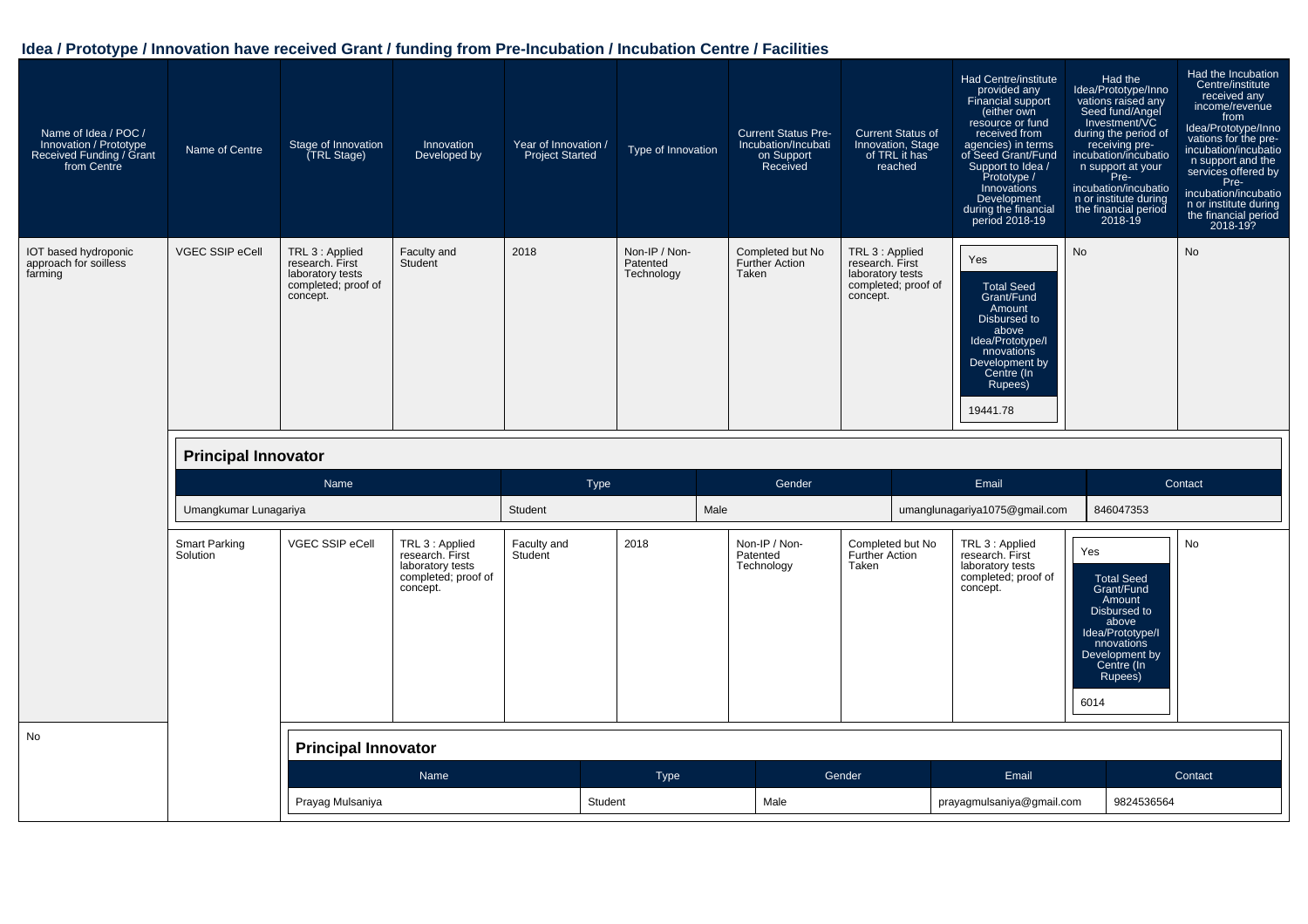## Idea / Prototype / Innovation have received Grant / funding from Pre-Incubation / Incubation Centre / Facilities

| Name of Idea / POC / Innovation / Prototype Received Funding / Grant from Centre | Name of Centre | Stage of Innovation (TRL Stage) | Innovation Developed by | Year of Innovation / Project Started | Type of Innovation | Current Status Pre-Incubation/Incubation on Support Received | Current Status of Innovation, Stage of TRL it has reached | Had Centre/institute provided any Financial support (either own resource or fund received from agencies) in terms of Seed Grant/Fund Support to Idea / Prototype / Innovations Development during the financial period 2018-19 | Had the Idea/Prototype/Innovations raised any Seed fund/Angel Investment/VC during the period of receiving pre-incubation/incubation support at your Pre-incubation/incubation or institute during the financial period 2018-19 | Had the Incubation Centre/institute received any income/revenue from Idea/Prototype/Innovations for the pre-incubation/incubation support and the services offered by Pre-incubation/incubation or institute during the financial period 2018-19? |
|---|---|---|---|---|---|---|---|---|---|---|
| IOT based hydroponic approach for soilless farming | VGEC SSIP eCell | TRL 3 : Applied research. First laboratory tests completed; proof of concept. | Faculty and Student | 2018 | Non-IP / Non-Patented Technology | Completed but No Further Action Taken | TRL 3 : Applied research. First laboratory tests completed; proof of concept. | Yes<br>Total Seed Grant/Fund Amount Disbursed to above Idea/Prototype/Innovations Development by Centre (In Rupees): 19441.78 | No | No |
| Smart Parking Solution | VGEC SSIP eCell | TRL 3 : Applied research. First laboratory tests completed; proof of concept. | Faculty and Student | 2018 | Non-IP / Non-Patented Technology | Completed but No Further Action Taken | TRL 3 : Applied research. First laboratory tests completed; proof of concept. | Yes<br>Total Seed Grant/Fund Amount Disbursed to above Idea/Prototype/Innovations Development by Centre (In Rupees): 6014 | No | No |

**Principal Innovator** (IOT based hydroponic approach for soilless farming)

| Name | Type | Gender | Email | Contact |
|---|---|---|---|---|
| Umangkumar Lunagariya | Student | Male | umanglunagariya1075@gmail.com | 846047353 |

**Principal Innovator** (Smart Parking Solution)

| Name | Type | Gender | Email | Contact |
|---|---|---|---|---|
| Prayag Mulsaniya | Student | Male | prayagmulsaniya@gmail.com | 9824536564 |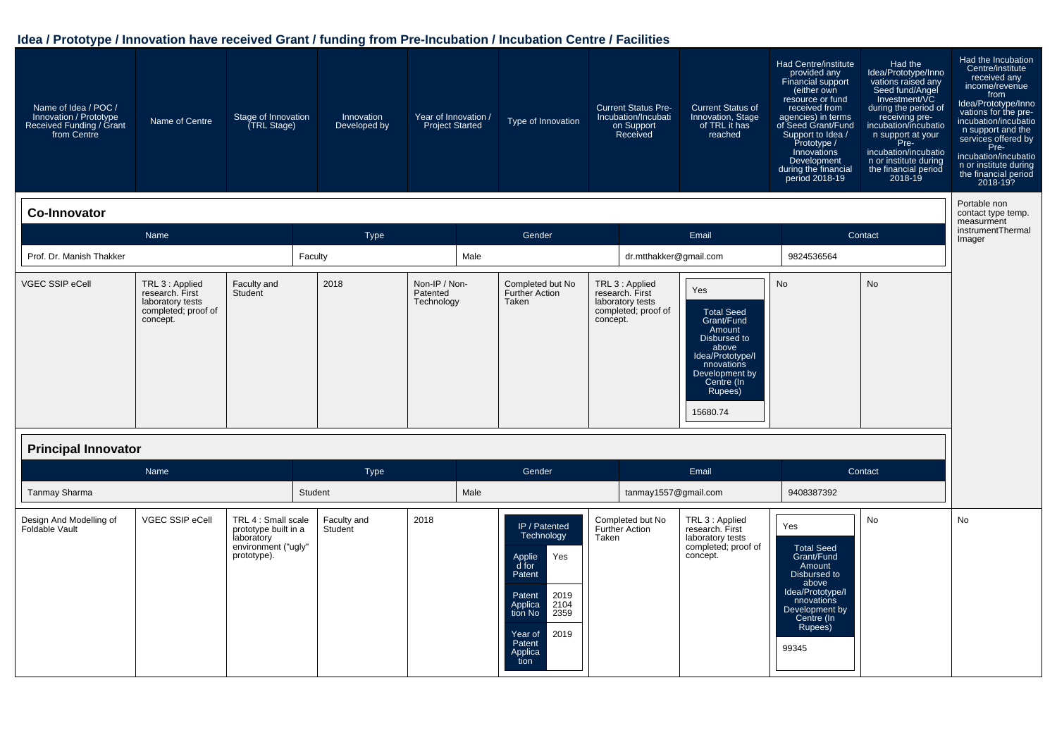## Idea / Prototype / Innovation have received Grant / funding from Pre-Incubation / Incubation Centre / Facilities

| Name of Idea / POC / Innovation / Prototype Received Funding / Grant from Centre | Name of Centre | Stage of Innovation (TRL Stage) | Innovation Developed by | Year of Innovation / Project Started | Type of Innovation | Current Status Pre-Incubation/Incubation Support Received | Current Status of Innovation, Stage of TRL it has reached | Had Centre/institute provided any Financial support (either own resource or fund received from agencies) in terms of Seed Grant/Fund Support to Idea / Prototype / Innovations Development during the financial period 2018-19 | Had the Idea/Prototype/Innovations raised any Seed fund/Angel Investment/VC during the period of receiving pre-incubation/incubation support at your Pre-incubation/incubation or institute during the financial period 2018-19 | Had the Incubation Centre/institute received any income/revenue from Idea/Prototype/Innovations for the pre-incubation/incubation support and the services offered by Pre-incubation/incubation or institute during the financial period 2018-19? |
|---|---|---|---|---|---|---|---|---|---|---|
| Portable non contact type temp. measurment instrumentThermal Imager | VGEC SSIP eCell | TRL 3 : Applied research. First laboratory tests completed; proof of concept. | Faculty and Student | 2018 | Non-IP / Non-Patented Technology | Completed but No Further Action Taken | TRL 3 : Applied research. First laboratory tests completed; proof of concept. | Yes<br>Total Seed Grant/Fund Amount Disbursed to above Idea/Prototype/Innovations Development by Centre (In Rupees)<br>15680.74 | No | No |
| Design And Modelling of Foldable Vault | VGEC SSIP eCell | TRL 4 : Small scale prototype built in a laboratory environment ("ugly" prototype). | Faculty and Student | 2018 | IP / Patented Technology<br>Applied for Patent: Yes<br>Patent Application No: 201921042359<br>Year of Patent Application: 2019 | Completed but No Further Action Taken | TRL 3 : Applied research. First laboratory tests completed; proof of concept. | Yes<br>Total Seed Grant/Fund Amount Disbursed to above Idea/Prototype/Innovations Development by Centre (In Rupees)<br>99345 | No | No |

**Co-Innovator** (Portable non contact type temp. measurment instrumentThermal Imager)

| Name | Type | Gender | Email | Contact |
|---|---|---|---|---|
| Prof. Dr. Manish Thakker | Faculty | Male | dr.mtthakker@gmail.com | 9824536564 |

**Principal Innovator** (Design And Modelling of Foldable Vault)

| Name | Type | Gender | Email | Contact |
|---|---|---|---|---|
| Tanmay Sharma | Student | Male | tanmay1557@gmail.com | 9408387392 |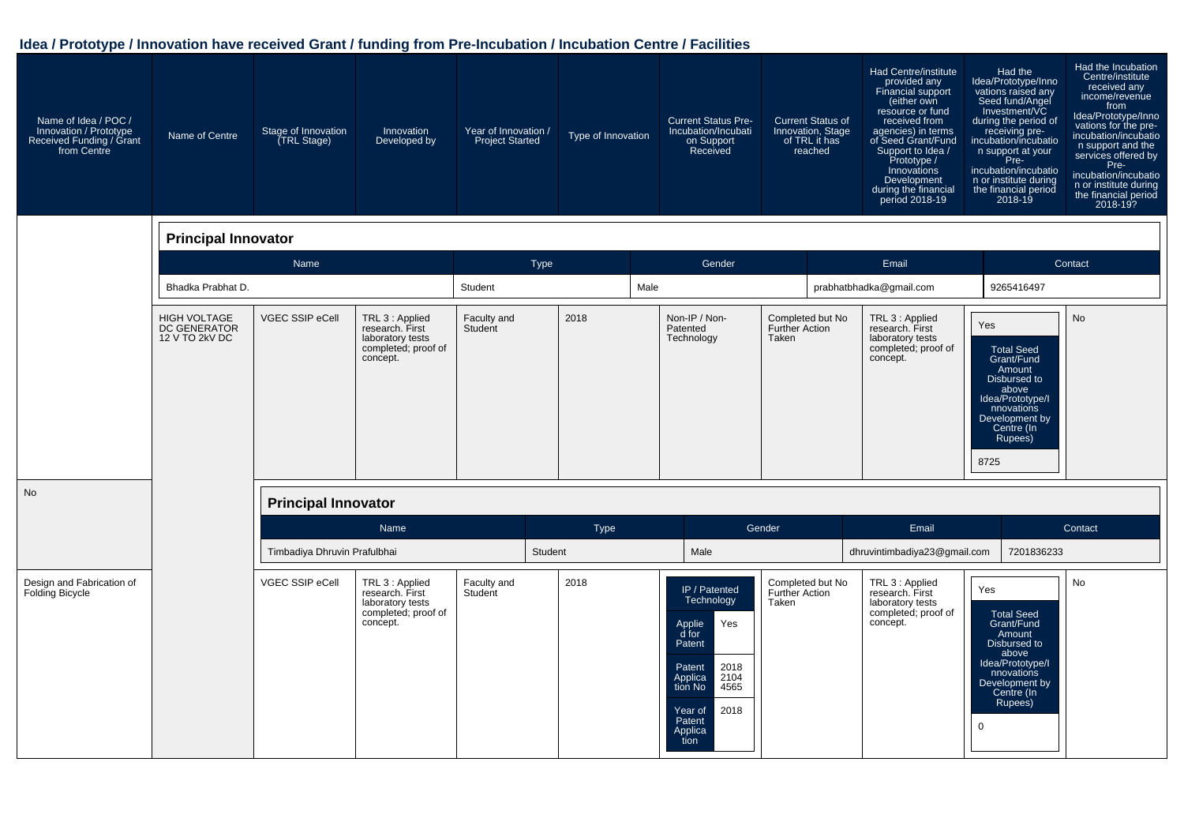## Idea / Prototype / Innovation have received Grant / funding from Pre-Incubation / Incubation Centre / Facilities

| Name of Idea / POC / Innovation / Prototype Received Funding / Grant from Centre | Name of Centre | Stage of Innovation (TRL Stage) | Innovation Developed by | Year of Innovation / Project Started | Type of Innovation | Current Status Pre-Incubation/Incubation on Support Received | Current Status of Innovation, Stage of TRL it has reached | Had Centre/institute provided any Financial support (either own resource or fund received from agencies) in terms of Seed Grant/Fund Support to Idea / Prototype / Innovations Development during the financial period 2018-19 | Had the Idea/Prototype/Innovations raised any Seed fund/Angel Investment/VC during the period of receiving pre-incubation/incubation support at your Pre-incubation/incubation or institute during the financial period 2018-19 | Had the Incubation Centre/institute received any income/revenue from Idea/Prototype/Innovations for the pre-incubation/incubation support and the services offered by Pre-incubation/incubation or institute during the financial period 2018-19? |
|---|---|---|---|---|---|---|---|---|---|---|
| HIGH VOLTAGE DC GENERATOR 12 V TO 2kV DC | VGEC SSIP eCell | TRL 3 : Applied research. First laboratory tests completed; proof of concept. | Faculty and Student | 2018 | Non-IP / Non-Patented Technology | Completed but No Further Action Taken | TRL 3 : Applied research. First laboratory tests completed; proof of concept. | Yes<br>Total Seed Grant/Fund Amount Disbursed to above Idea/Prototype/Innovations Development by Centre (In Rupees): 8725 | No | No |
| Design and Fabrication of Folding Bicycle | VGEC SSIP eCell | TRL 3 : Applied research. First laboratory tests completed; proof of concept. | Faculty and Student | 2018 | IP / Patented Technology<br>Applied for Patent: Yes<br>Patent Application No: 201821044565<br>Year of Patent Application: 2018 | Completed but No Further Action Taken | TRL 3 : Applied research. First laboratory tests completed; proof of concept. | Yes<br>Total Seed Grant/Fund Amount Disbursed to above Idea/Prototype/Innovations Development by Centre (In Rupees): 0 | | No |

**Principal Innovator** (HIGH VOLTAGE DC GENERATOR 12 V TO 2kV DC)

| Name | Type | Gender | Email | Contact |
|---|---|---|---|---|
| Bhadka Prabhat D. | Student | Male | prabhatbhadka@gmail.com | 9265416497 |

**Principal Innovator** (Design and Fabrication of Folding Bicycle)

| Name | Type | Gender | Email | Contact |
|---|---|---|---|---|
| Timbadiya Dhruvin Prafulbhai | Student | Male | dhruvintimbadiya23@gmail.com | 7201836233 |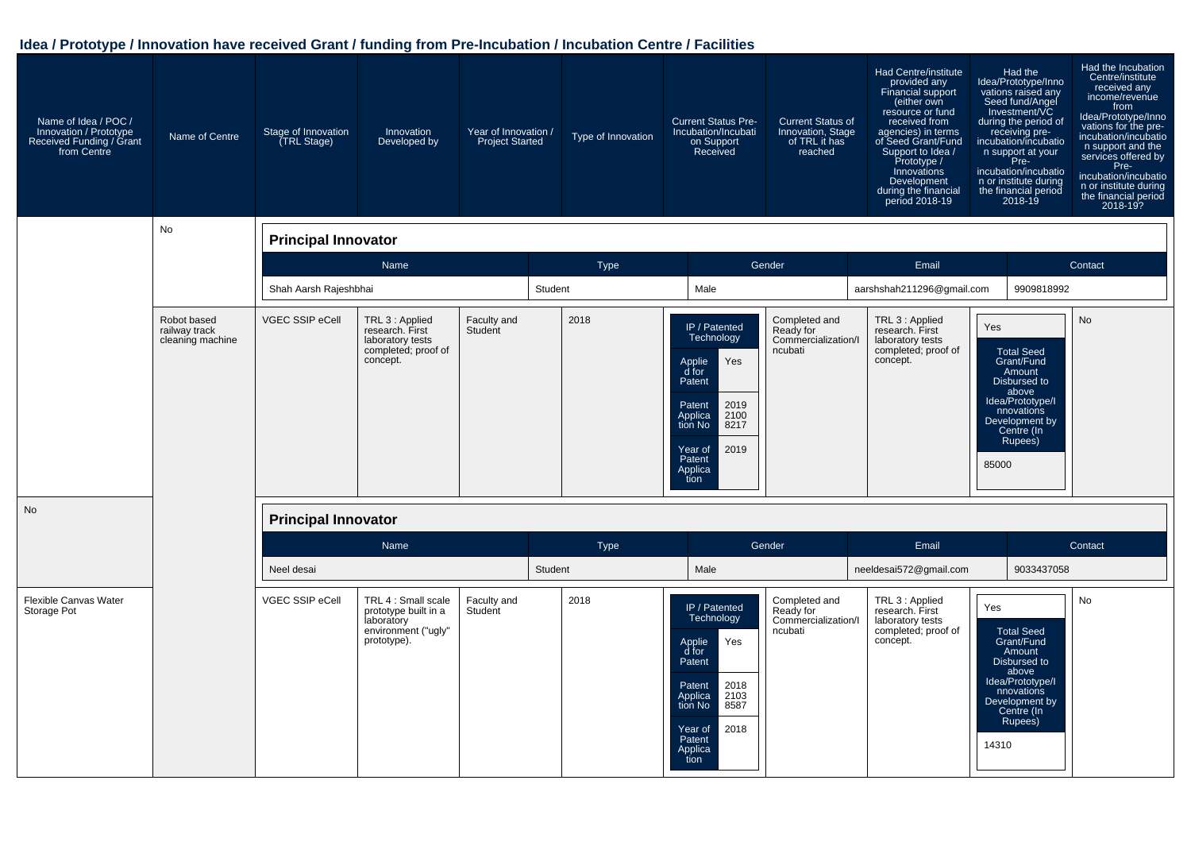## Idea / Prototype / Innovation have received Grant / funding from Pre-Incubation / Incubation Centre / Facilities

| Name of Idea / POC / Innovation / Prototype Received Funding / Grant from Centre | Name of Centre | Stage of Innovation (TRL Stage) | Innovation Developed by | Year of Innovation / Project Started | Type of Innovation | Current Status Pre-Incubation/Incubation Support Received | Current Status of Innovation, Stage of TRL it has reached | Had Centre/institute provided any Financial support (either own resource or fund received from agencies) in terms of Seed Grant/Fund Support to Idea / Prototype / Innovations Development during the financial period 2018-19 | Had the Idea/Prototype/Innovations raised any Seed fund/Angel Investment/VC during the period of receiving pre-incubation/incubation support at your Pre-incubation/incubation or institute during the financial period 2018-19 | Had the Incubation Centre/institute received any income/revenue from Idea/Prototype/Innovations for the pre-incubation/incubation support and the services offered by Pre-incubation/incubation or institute during the financial period 2018-19? |
|---|---|---|---|---|---|---|---|---|---|---|
| | No | | | | | | | | | |

**Principal Innovator**

| Name | Type | Gender | Email | Contact |
|---|---|---|---|---|
| Shah Aarsh Rajeshbhai | Student | Male | aarshshah211296@gmail.com | 9909818992 |

| Name of Idea / POC / Innovation / Prototype Received Funding / Grant from Centre | Name of Centre | Stage of Innovation (TRL Stage) | Innovation Developed by | Year of Innovation / Project Started | Type of Innovation | Current Status Pre-Incubation/Incubation Support Received | Current Status of Innovation, Stage of TRL it has reached | Had Centre/institute provided any Financial support | Had the Idea/Prototype/Innovations raised any Seed fund/Angel Investment/VC | Had the Incubation Centre/institute received any income/revenue |
|---|---|---|---|---|---|---|---|---|---|---|
| Robot based railway track cleaning machine | VGEC SSIP eCell | TRL 3 : Applied research. First laboratory tests completed; proof of concept. | Faculty and Student | 2018 | IP / Patented Technology<br>Applied for Patent: Yes<br>Patent Application No: 201921008217<br>Year of Patent Application: 2019 | Completed and Ready for Commercialization/Incubati | TRL 3 : Applied research. First laboratory tests completed; proof of concept. | Yes<br>Total Seed Grant/Fund Amount Disbursed to above Idea/Prototype/Innovations Development by Centre (In Rupees): 85000 | No | |
| No | | | | | | | | | | |

**Principal Innovator**

| Name | Type | Gender | Email | Contact |
|---|---|---|---|---|
| Neel desai | Student | Male | neeldesai572@gmail.com | 9033437058 |

| Name of Idea / POC / Innovation / Prototype Received Funding / Grant from Centre | Name of Centre | Stage of Innovation (TRL Stage) | Innovation Developed by | Year of Innovation / Project Started | Type of Innovation | Current Status Pre-Incubation/Incubation Support Received | Current Status of Innovation, Stage of TRL it has reached | Had Centre/institute provided any Financial support | Had the Idea/Prototype/Innovations raised any Seed fund/Angel Investment/VC | Had the Incubation Centre/institute received any income/revenue |
|---|---|---|---|---|---|---|---|---|---|---|
| Flexible Canvas Water Storage Pot | VGEC SSIP eCell | TRL 4 : Small scale prototype built in a laboratory environment ("ugly" prototype). | Faculty and Student | 2018 | IP / Patented Technology<br>Applied for Patent: Yes<br>Patent Application No: 201821038587<br>Year of Patent Application: 2018 | Completed and Ready for Commercialization/Incubati | TRL 3 : Applied research. First laboratory tests completed; proof of concept. | Yes<br>Total Seed Grant/Fund Amount Disbursed to above Idea/Prototype/Innovations Development by Centre (In Rupees): 14310 | No | |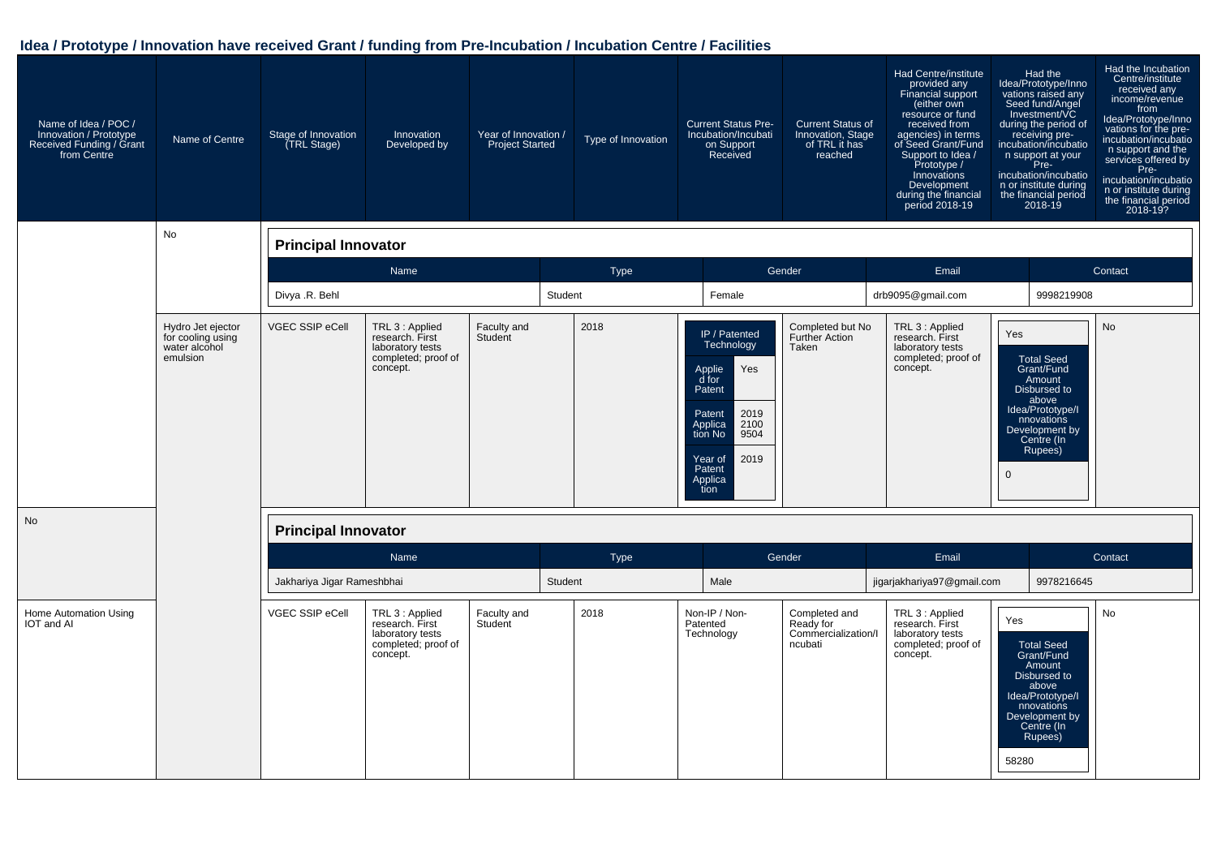## Idea / Prototype / Innovation have received Grant / funding from Pre-Incubation / Incubation Centre / Facilities

| Name of Idea / POC / Innovation / Prototype Received Funding / Grant from Centre | Name of Centre | Stage of Innovation (TRL Stage) | Innovation Developed by | Year of Innovation / Project Started | Type of Innovation | Current Status Pre-Incubation/Incubation Support Received | Current Status of Innovation, Stage of TRL it has reached | Had Centre/institute provided any Financial support (either own resource or fund received from agencies) in terms of Seed Grant/Fund Support to Idea / Prototype / Innovations Development during the financial period 2018-19 | Had the Idea/Prototype/Innovations raised any Seed fund/Angel Investment/VC during the period of receiving pre-incubation/incubation support at your Pre-incubation/incubation or institute during the financial period 2018-19 | Had the Incubation Centre/institute received any income/revenue from Idea/Prototype/Innovations for the pre-incubation/incubation support and the services offered by Pre-incubation/incubation or institute during the financial period 2018-19? |
|---|---|---|---|---|---|---|---|---|---|---|
| | No | | | | | | | | | |

**Principal Innovator**

| Name | Type | Gender | Email | Contact |
|---|---|---|---|---|
| Divya .R. Behl | Student | Female | drb9095@gmail.com | 9998219908 |

| Name of Idea / POC / Innovation / Prototype Received Funding / Grant from Centre | Name of Centre | Stage of Innovation (TRL Stage) | Innovation Developed by | Year of Innovation / Project Started | Type of Innovation | Current Status Pre-Incubation/Incubation Support Received | Current Status of Innovation, Stage of TRL it has reached | Financial support 2018-19 | Seed fund/Angel Investment/VC 2018-19 | Income/revenue 2018-19 |
|---|---|---|---|---|---|---|---|---|---|---|
| Hydro Jet ejector for cooling using water alcohol emulsion | VGEC SSIP eCell | TRL 3 : Applied research. First laboratory tests completed; proof of concept. | Faculty and Student | 2018 | IP / Patented Technology; Applied for Patent: Yes; Patent Application No: 201921009504; Year of Patent Application: 2019 | Completed but No Further Action Taken | TRL 3 : Applied research. First laboratory tests completed; proof of concept. | Yes; Total Seed Grant/Fund Amount Disbursed to above Idea/Prototype/Innovations Development by Centre (In Rupees): 0 | No | |
| No | | | | | | | | | | |

**Principal Innovator**

| Name | Type | Gender | Email | Contact |
|---|---|---|---|---|
| Jakhariya Jigar Rameshbhai | Student | Male | jigarjakhariya97@gmail.com | 9978216645 |

| Name of Idea / POC / Innovation / Prototype Received Funding / Grant from Centre | Name of Centre | Stage of Innovation (TRL Stage) | Innovation Developed by | Year of Innovation / Project Started | Type of Innovation | Current Status Pre-Incubation/Incubation Support Received | Current Status of Innovation, Stage of TRL it has reached | Financial support 2018-19 | Seed fund/Angel Investment/VC 2018-19 | Income/revenue 2018-19 |
|---|---|---|---|---|---|---|---|---|---|---|
| Home Automation Using IOT and AI | VGEC SSIP eCell | TRL 3 : Applied research. First laboratory tests completed; proof of concept. | Faculty and Student | 2018 | Non-IP / Non-Patented Technology | Completed and Ready for Commercialization/Incubati | TRL 3 : Applied research. First laboratory tests completed; proof of concept. | Yes; Total Seed Grant/Fund Amount Disbursed to above Idea/Prototype/Innovations Development by Centre (In Rupees): 58280 | No | |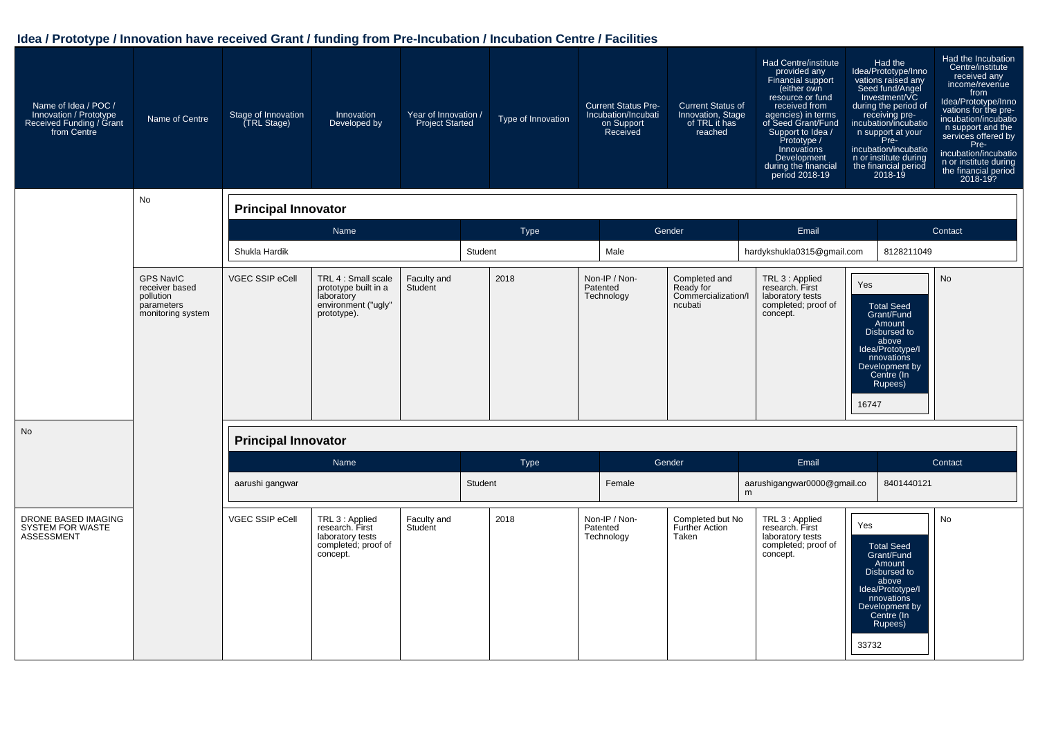## Idea / Prototype / Innovation have received Grant / funding from Pre-Incubation / Incubation Centre / Facilities

| Name of Idea / POC / Innovation / Prototype Received Funding / Grant from Centre | Name of Centre | Stage of Innovation (TRL Stage) | Innovation Developed by | Year of Innovation / Project Started | Type of Innovation | Current Status Pre-Incubation/Incubation Support Received | Current Status of Innovation, Stage of TRL it has reached | Had Centre/institute provided any Financial support (either own resource or fund received from agencies) in terms of Seed Grant/Fund Support to Idea / Prototype / Innovations Development during the financial period 2018-19 | Had the Idea/Prototype/Innovations raised any Seed fund/Angel Investment/VC during the period of receiving pre-incubation/incubation support at your Pre-incubation/incubation or institute during the financial period 2018-19 | Had the Incubation Centre/institute received any income/revenue from Idea/Prototype/Innovations for the pre-incubation/incubation support and the services offered by Pre-incubation/incubation or institute during the financial period 2018-19? |
|---|---|---|---|---|---|---|---|---|---|---|
| | No | | | | | | | | | |

**Principal Innovator**

| Name | Type | Gender | Email | Contact |
|---|---|---|---|---|
| Shukla Hardik | Student | Male | hardykshukla0315@gmail.com | 8128211049 |

| Name of Idea / POC / Innovation / Prototype Received Funding / Grant from Centre | Name of Centre | Stage of Innovation (TRL Stage) | Innovation Developed by | Year of Innovation / Project Started | Type of Innovation | Current Status Pre-Incubation/Incubation Support Received | Current Status of Innovation, Stage of TRL it has reached | Had Centre/institute provided any Financial support | Had the Idea/Prototype/Innovations raised any Seed fund/Angel Investment/VC | Had the Incubation Centre/institute received any income/revenue |
|---|---|---|---|---|---|---|---|---|---|---|
| GPS NavIC receiver based pollution parameters monitoring system | VGEC SSIP eCell | TRL 4 : Small scale prototype built in a laboratory environment ("ugly" prototype). | Faculty and Student | 2018 | Non-IP / Non-Patented Technology | Completed and Ready for Commercialization/Incubati | TRL 3 : Applied research. First laboratory tests completed; proof of concept. | Yes<br>Total Seed Grant/Fund Amount Disbursed to above Idea/Prototype/Innovations Development by Centre (In Rupees)<br>16747 | No | |
| No | | | | | | | | | | |

**Principal Innovator**

| Name | Type | Gender | Email | Contact |
|---|---|---|---|---|
| aarushi gangwar | Student | Female | aarushigangwar0000@gmail.com | 8401440121 |

| Name of Idea / POC / Innovation / Prototype Received Funding / Grant from Centre | Name of Centre | Stage of Innovation (TRL Stage) | Innovation Developed by | Year of Innovation / Project Started | Type of Innovation | Current Status Pre-Incubation/Incubation Support Received | Current Status of Innovation, Stage of TRL it has reached | Had Centre/institute provided any Financial support | Had the Idea/Prototype/Innovations raised any Seed fund/Angel Investment/VC | Had the Incubation Centre/institute received any income/revenue |
|---|---|---|---|---|---|---|---|---|---|---|
| DRONE BASED IMAGING SYSTEM FOR WASTE ASSESSMENT | VGEC SSIP eCell | TRL 3 : Applied research. First laboratory tests completed; proof of concept. | Faculty and Student | 2018 | Non-IP / Non-Patented Technology | Completed but No Further Action Taken | TRL 3 : Applied research. First laboratory tests completed; proof of concept. | Yes<br>Total Seed Grant/Fund Amount Disbursed to above Idea/Prototype/Innovations Development by Centre (In Rupees)<br>33732 | No | |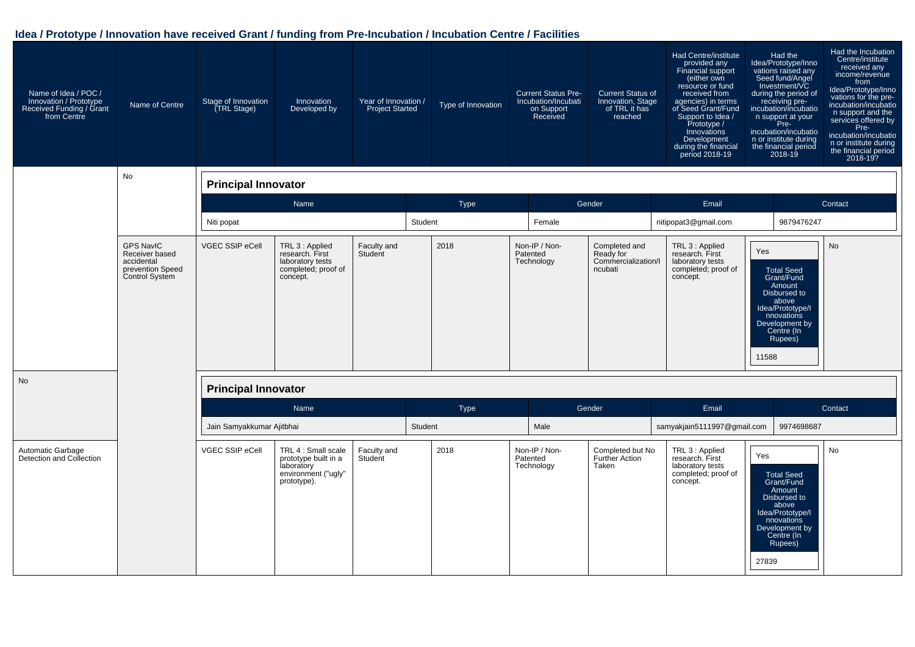## Idea / Prototype / Innovation have received Grant / funding from Pre-Incubation / Incubation Centre / Facilities

| Name of Idea / POC / Innovation / Prototype Received Funding / Grant from Centre | Name of Centre | Stage of Innovation (TRL Stage) | Innovation Developed by | Year of Innovation / Project Started | Type of Innovation | Current Status Pre-Incubation/Incubation Support Received | Current Status of Innovation, Stage of TRL it has reached | Had Centre/institute provided any Financial support (either own resource or fund received from agencies) in terms of Seed Grant/Fund Support to Idea / Prototype / Innovations Development during the financial period 2018-19 | Had the Idea/Prototype/Innovations raised any Seed fund/Angel Investment/VC during the period of receiving pre-incubation/incubation support at your Pre-incubation/incubation or institute during the financial period 2018-19 | Had the Incubation Centre/institute received any income/revenue from Idea/Prototype/Innovations for the pre-incubation/incubation support and the services offered by Pre-incubation/incubation or institute during the financial period 2018-19? |
|---|---|---|---|---|---|---|---|---|---|---|
| | No | | | | | | | | | |

**Principal Innovator**

| Name | Type | Gender | Email | Contact |
|---|---|---|---|---|
| Niti popat | Student | Female | nitipopat3@gmail.com | 9879476247 |

| Name of Idea / POC / Innovation / Prototype Received Funding / Grant from Centre | Name of Centre | Stage of Innovation (TRL Stage) | Innovation Developed by | Year of Innovation / Project Started | Type of Innovation | Current Status Pre-Incubation/Incubation Support Received | Current Status of Innovation, Stage of TRL it has reached | Had Centre/institute provided any Financial support | Had the Idea/Prototype/Innovations raised any Seed fund/Angel Investment/VC | Had the Incubation Centre/institute received any income/revenue |
|---|---|---|---|---|---|---|---|---|---|---|
| GPS NavIC Receiver based accidental prevention Speed Control System | VGEC SSIP eCell | TRL 3 : Applied research. First laboratory tests completed; proof of concept. | Faculty and Student | 2018 | Non-IP / Non-Patented Technology | Completed and Ready for Commercialization/Incubati | TRL 3 : Applied research. First laboratory tests completed; proof of concept. | Yes<br>Total Seed Grant/Fund Amount Disbursed to above Idea/Prototype/Innovations Development by Centre (In Rupees)<br>11588 | No | |
| No | | | | | | | | | | |

**Principal Innovator**

| Name | Type | Gender | Email | Contact |
|---|---|---|---|---|
| Jain Samyakkumar Ajitbhai | Student | Male | samyakjain5111997@gmail.com | 9974698687 |

| Name of Idea / POC / Innovation / Prototype Received Funding / Grant from Centre | Name of Centre | Stage of Innovation (TRL Stage) | Innovation Developed by | Year of Innovation / Project Started | Type of Innovation | Current Status Pre-Incubation/Incubation Support Received | Current Status of Innovation, Stage of TRL it has reached | Had Centre/institute provided any Financial support | Had the Idea/Prototype/Innovations raised any Seed fund/Angel Investment/VC | Had the Incubation Centre/institute received any income/revenue |
|---|---|---|---|---|---|---|---|---|---|---|
| Automatic Garbage Detection and Collection | VGEC SSIP eCell | TRL 4 : Small scale prototype built in a laboratory environment ("ugly" prototype). | Faculty and Student | 2018 | Non-IP / Non-Patented Technology | Completed but No Further Action Taken | TRL 3 : Applied research. First laboratory tests completed; proof of concept. | Yes<br>Total Seed Grant/Fund Amount Disbursed to above Idea/Prototype/Innovations Development by Centre (In Rupees)<br>27839 | No | |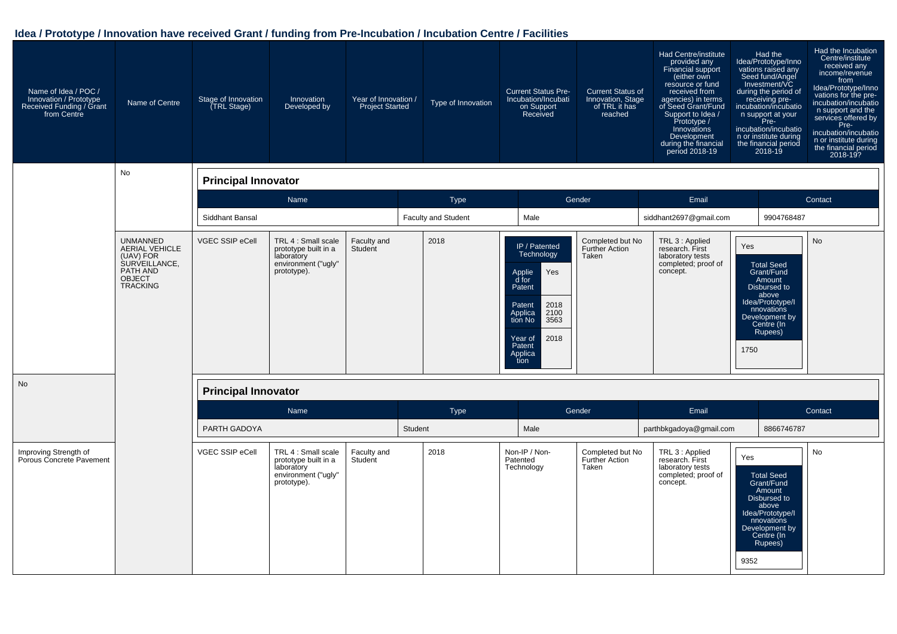## Idea / Prototype / Innovation have received Grant / funding from Pre-Incubation / Incubation Centre / Facilities

| Name of Idea / POC / Innovation / Prototype Received Funding / Grant from Centre | Name of Centre | Stage of Innovation (TRL Stage) | Innovation Developed by | Year of Innovation / Project Started | Type of Innovation | Current Status Pre-Incubation/Incubation Support Received | Current Status of Innovation, Stage of TRL it has reached | Had Centre/institute provided any Financial support (either own resource or fund received from agencies) in terms of Seed Grant/Fund Support to Idea / Prototype / Innovations Development during the financial period 2018-19 | Had the Idea/Prototype/Innovations raised any Seed fund/Angel Investment/VC during the period of receiving pre-incubation/incubation support at your Pre-incubation/incubation or institute during the financial period 2018-19 | Had the Incubation Centre/institute received any income/revenue from Idea/Prototype/Innovations for the pre-incubation/incubation support and the services offered by Pre-incubation/incubation or institute during the financial period 2018-19? |
|---|---|---|---|---|---|---|---|---|---|---|
| | No | | | | | | | | | |

**Principal Innovator**

| Name | Type | Gender | Email | Contact |
|---|---|---|---|---|
| Siddhant Bansal | Faculty and Student | Male | siddhant2697@gmail.com | 9904768487 |

| Name of Idea / POC / Innovation / Prototype Received Funding / Grant from Centre | Name of Centre | Stage of Innovation (TRL Stage) | Innovation Developed by | Year of Innovation / Project Started | Type of Innovation | Current Status Pre-Incubation/Incubation Support Received | Current Status of Innovation, Stage of TRL it has reached | Had Centre/institute provided any Financial support | Had the Idea/Prototype/Innovations raised any Seed fund/Angel Investment/VC | Had the Incubation Centre/institute received any income/revenue |
|---|---|---|---|---|---|---|---|---|---|---|
| UNMANNED AERIAL VEHICLE (UAV) FOR SURVEILLANCE, PATH AND OBJECT TRACKING | VGEC SSIP eCell | TRL 4 : Small scale prototype built in a laboratory environment ("ugly" prototype). | Faculty and Student | 2018 | IP / Patented Technology; Applied for Patent: Yes; Patent Application No: 201821003563; Year of Patent Application: 2018 | Completed but No Further Action Taken | TRL 3 : Applied research. First laboratory tests completed; proof of concept. | Yes; Total Seed Grant/Fund Amount Disbursed to above Idea/Prototype/Innovations Development by Centre (In Rupees): 1750 | No | |
| No | | | | | | | | | | |

**Principal Innovator**

| Name | Type | Gender | Email | Contact |
|---|---|---|---|---|
| PARTH GADOYA | Student | Male | parthbkgadoya@gmail.com | 8866746787 |

| Name of Idea / POC / Innovation / Prototype Received Funding / Grant from Centre | Name of Centre | Stage of Innovation (TRL Stage) | Innovation Developed by | Year of Innovation / Project Started | Type of Innovation | Current Status Pre-Incubation/Incubation Support Received | Current Status of Innovation, Stage of TRL it has reached | Had Centre/institute provided any Financial support | Had the Idea/Prototype/Innovations raised any Seed fund/Angel Investment/VC | Had the Incubation Centre/institute received any income/revenue |
|---|---|---|---|---|---|---|---|---|---|---|
| Improving Strength of Porous Concrete Pavement | VGEC SSIP eCell | TRL 4 : Small scale prototype built in a laboratory environment ("ugly" prototype). | Faculty and Student | 2018 | Non-IP / Non-Patented Technology | Completed but No Further Action Taken | TRL 3 : Applied research. First laboratory tests completed; proof of concept. | Yes; Total Seed Grant/Fund Amount Disbursed to above Idea/Prototype/Innovations Development by Centre (In Rupees): 9352 | No | |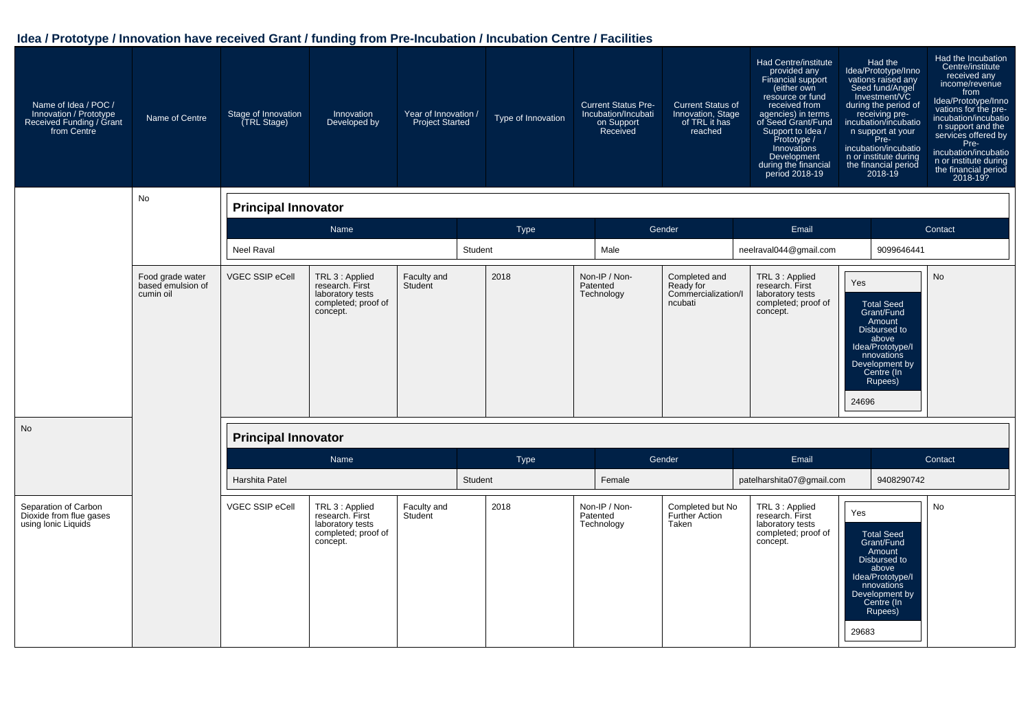## Idea / Prototype / Innovation have received Grant / funding from Pre-Incubation / Incubation Centre / Facilities

| Name of Idea / POC / Innovation / Prototype Received Funding / Grant from Centre | Name of Centre | Stage of Innovation (TRL Stage) | Innovation Developed by | Year of Innovation / Project Started | Type of Innovation | Current Status Pre-Incubation/Incubation Support Received | Current Status of Innovation, Stage of TRL it has reached | Had Centre/institute provided any Financial support (either own resource or fund received from agencies) in terms of Seed Grant/Fund Support to Idea / Prototype / Innovations Development during the financial period 2018-19 | Had the Idea/Prototype/Innovations raised any Seed fund/Angel Investment/VC during the period of receiving pre-incubation/incubation support at your Pre-incubation/incubation or institute during the financial period 2018-19 | Had the Incubation Centre/institute received any income/revenue from Idea/Prototype/Innovations for the pre-incubation/incubation support and the services offered by Pre-incubation/incubation or institute during the financial period 2018-19? |
|---|---|---|---|---|---|---|---|---|---|---|
| | No | | | | | | | | | |

**Principal Innovator**

| Name | Type | Gender | Email | Contact |
|---|---|---|---|---|
| Neel Raval | Student | Male | neelraval044@gmail.com | 9099646441 |

| Name of Idea / POC / Innovation / Prototype Received Funding / Grant from Centre | Name of Centre | Stage of Innovation (TRL Stage) | Innovation Developed by | Year of Innovation / Project Started | Type of Innovation | Current Status Pre-Incubation/Incubation Support Received | Current Status of Innovation, Stage of TRL it has reached | Had Centre/institute provided any Financial support | Had the Idea/Prototype/Innovations raised any Seed fund/Angel Investment/VC | Had the Incubation Centre/institute received any income/revenue |
|---|---|---|---|---|---|---|---|---|---|---|
| Food grade water based emulsion of cumin oil | VGEC SSIP eCell | TRL 3 : Applied research. First laboratory tests completed; proof of concept. | Faculty and Student | 2018 | Non-IP / Non-Patented Technology | Completed and Ready for Commercialization/Incubati | TRL 3 : Applied research. First laboratory tests completed; proof of concept. | Yes<br>Total Seed Grant/Fund Amount Disbursed to above Idea/Prototype/Innovations Development by Centre (In Rupees)<br>24696 | No | |
| | No | | | | | | | | | |

**Principal Innovator**

| Name | Type | Gender | Email | Contact |
|---|---|---|---|---|
| Harshita Patel | Student | Female | patelharshita07@gmail.com | 9408290742 |

| Name of Idea / POC / Innovation / Prototype Received Funding / Grant from Centre | Name of Centre | Stage of Innovation (TRL Stage) | Innovation Developed by | Year of Innovation / Project Started | Type of Innovation | Current Status Pre-Incubation/Incubation Support Received | Current Status of Innovation, Stage of TRL it has reached | Had Centre/institute provided any Financial support | Had the Idea/Prototype/Innovations raised any Seed fund/Angel Investment/VC | Had the Incubation Centre/institute received any income/revenue |
|---|---|---|---|---|---|---|---|---|---|---|
| Separation of Carbon Dioxide from flue gases using Ionic Liquids | VGEC SSIP eCell | TRL 3 : Applied research. First laboratory tests completed; proof of concept. | Faculty and Student | 2018 | Non-IP / Non-Patented Technology | Completed but No Further Action Taken | TRL 3 : Applied research. First laboratory tests completed; proof of concept. | Yes<br>Total Seed Grant/Fund Amount Disbursed to above Idea/Prototype/Innovations Development by Centre (In Rupees)<br>29683 | No | |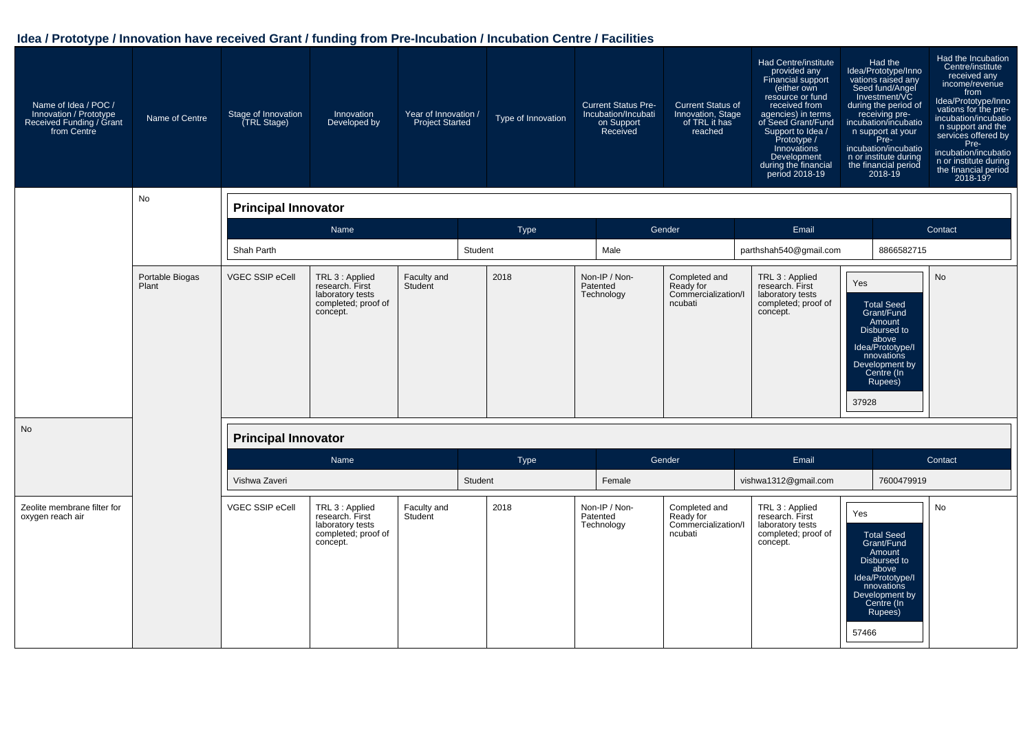## Idea / Prototype / Innovation have received Grant / funding from Pre-Incubation / Incubation Centre / Facilities

| Name of Idea / POC / Innovation / Prototype Received Funding / Grant from Centre | Name of Centre | Stage of Innovation (TRL Stage) | Innovation Developed by | Year of Innovation / Project Started | Type of Innovation | Current Status Pre-Incubation/Incubation Support Received | Current Status of Innovation, Stage of TRL it has reached | Had Centre/institute provided any Financial support (either own resource or fund received from agencies) in terms of Seed Grant/Fund Support to Idea / Prototype / Innovations Development during the financial period 2018-19 | Had the Idea/Prototype/Innovations raised any Seed fund/Angel Investment/VC during the period of receiving pre-incubation/incubation support at your Pre-incubation/incubation or institute during the financial period 2018-19 | Had the Incubation Centre/institute received any income/revenue from Idea/Prototype/Innovations for the pre-incubation/incubation support and the services offered by Pre-incubation/incubation or institute during the financial period 2018-19? |
|---|---|---|---|---|---|---|---|---|---|---|
| | No | | | | | | | | | |
| | Portable Biogas Plant | VGEC SSIP eCell | TRL 3 : Applied research. First laboratory tests completed; proof of concept. | Faculty and Student | 2018 | Non-IP / Non-Patented Technology | Completed and Ready for Commercialization/Incubati | TRL 3 : Applied research. First laboratory tests completed; proof of concept. | Yes<br>Total Seed Grant/Fund Amount Disbursed to above Idea/Prototype/Innovations Development by Centre (In Rupees)<br>37928 | No |
| No | | | | | | | | | | |
| Zeolite membrane filter for oxygen reach air | | VGEC SSIP eCell | TRL 3 : Applied research. First laboratory tests completed; proof of concept. | Faculty and Student | 2018 | Non-IP / Non-Patented Technology | Completed and Ready for Commercialization/Incubati | TRL 3 : Applied research. First laboratory tests completed; proof of concept. | Yes<br>Total Seed Grant/Fund Amount Disbursed to above Idea/Prototype/Innovations Development by Centre (In Rupees)<br>57466 | No |

**Principal Innovator**

| Name | Type | Gender | Email | Contact |
|---|---|---|---|---|
| Shah Parth | Student | Male | parthshah540@gmail.com | 8866582715 |

**Principal Innovator**

| Name | Type | Gender | Email | Contact |
|---|---|---|---|---|
| Vishwa Zaveri | Student | Female | vishwa1312@gmail.com | 7600479919 |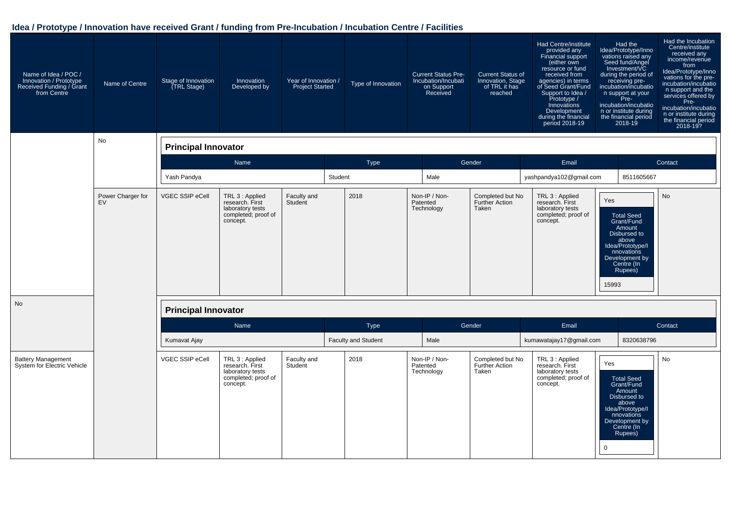## Idea / Prototype / Innovation have received Grant / funding from Pre-Incubation / Incubation Centre / Facilities

| Name of Idea / POC / Innovation / Prototype Received Funding / Grant from Centre | Name of Centre | Stage of Innovation (TRL Stage) | Innovation Developed by | Year of Innovation / Project Started | Type of Innovation | Current Status Pre-Incubation/Incubation Support Received | Current Status of Innovation, Stage of TRL it has reached | Had Centre/institute provided any Financial support (either own resource or fund received from agencies) in terms of Seed Grant/Fund Support to Idea / Prototype / Innovations Development during the financial period 2018-19 | Had the Idea/Prototype/Innovations raised any Seed fund/Angel Investment/VC during the period of receiving pre-incubation/incubation support at your Pre-incubation/incubation or institute during the financial period 2018-19 | Had the Incubation Centre/institute received any income/revenue from Idea/Prototype/Innovations for the pre-incubation/incubation support and the services offered by Pre-incubation/incubation or institute during the financial period 2018-19? |
|---|---|---|---|---|---|---|---|---|---|---|
| | No | | | | | | | | | |

**Principal Innovator**

| Name | Type | Gender | Email | Contact |
|---|---|---|---|---|
| Yash Pandya | Student | Male | yashpandya102@gmail.com | 8511605667 |

| | | | | | | | | | | |
|---|---|---|---|---|---|---|---|---|---|---|
| | Power Charger for EV | VGEC SSIP eCell | TRL 3 : Applied research. First laboratory tests completed; proof of concept. | Faculty and Student | 2018 | Non-IP / Non-Patented Technology | Completed but No Further Action Taken | TRL 3 : Applied research. First laboratory tests completed; proof of concept. | Yes<br>Total Seed Grant/Fund Amount Disbursed to above Idea/Prototype/Innovations Development by Centre (In Rupees)<br>15993 | No |
| No | | | | | | | | | | |

**Principal Innovator**

| Name | Type | Gender | Email | Contact |
|---|---|---|---|---|
| Kumavat Ajay | Faculty and Student | Male | kumawatajay17@gmail.com | 8320638796 |

| | | | | | | | | | | |
|---|---|---|---|---|---|---|---|---|---|---|
| Battery Management System for Electric Vehicle | | VGEC SSIP eCell | TRL 3 : Applied research. First laboratory tests completed; proof of concept. | Faculty and Student | 2018 | Non-IP / Non-Patented Technology | Completed but No Further Action Taken | TRL 3 : Applied research. First laboratory tests completed; proof of concept. | Yes<br>Total Seed Grant/Fund Amount Disbursed to above Idea/Prototype/Innovations Development by Centre (In Rupees)<br>0 | No |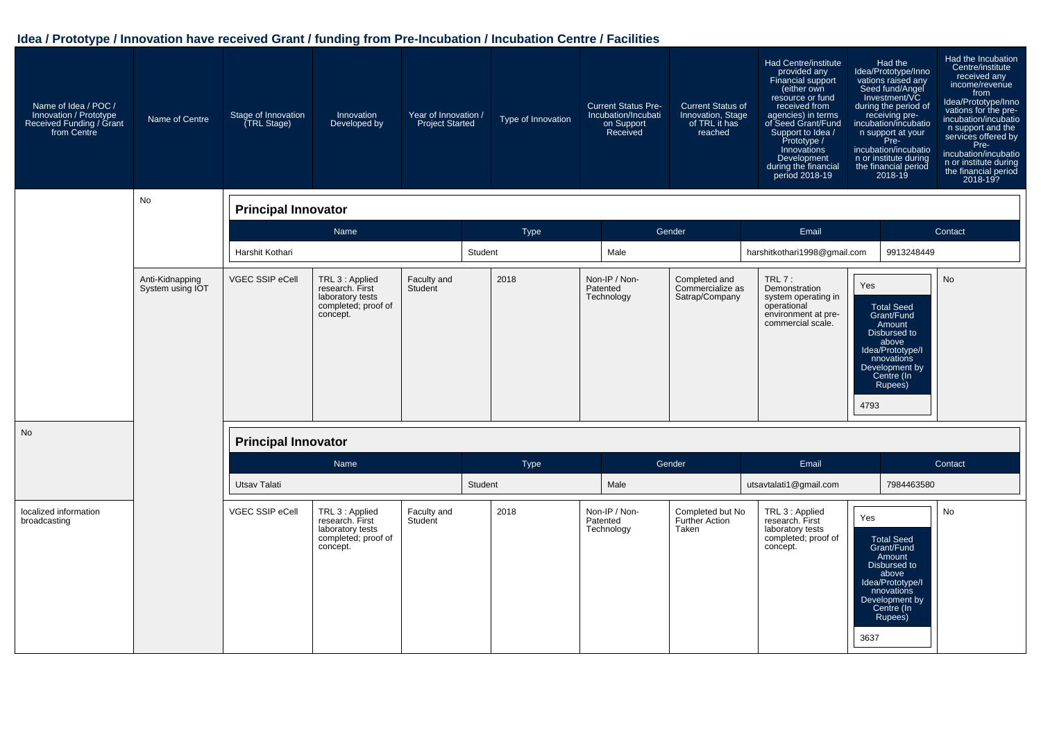## Idea / Prototype / Innovation have received Grant / funding from Pre-Incubation / Incubation Centre / Facilities

| Name of Idea / POC / Innovation / Prototype Received Funding / Grant from Centre | Name of Centre | Stage of Innovation (TRL Stage) | Innovation Developed by | Year of Innovation / Project Started | Type of Innovation | Current Status Pre-Incubation/Incubation Support Received | Current Status of Innovation, Stage of TRL it has reached | Had Centre/institute provided any Financial support (either own resource or fund received from agencies) in terms of Seed Grant/Fund Support to Idea / Prototype / Innovations Development during the financial period 2018-19 | Had the Idea/Prototype/Innovations raised any Seed fund/Angel Investment/VC during the period of receiving pre-incubation/incubation support at your Pre-incubation/incubation or institute during the financial period 2018-19 | Had the Incubation Centre/institute received any income/revenue from Idea/Prototype/Innovations for the pre-incubation/incubation support and the services offered by Pre-incubation/incubation or institute during the financial period 2018-19? |
|---|---|---|---|---|---|---|---|---|---|---|
| | No | | | | | | | | | |

**Principal Innovator**

| Name | Type | Gender | Email | Contact |
|---|---|---|---|---|
| Harshit Kothari | Student | Male | harshitkothari1998@gmail.com | 9913248449 |

| Name of Idea / POC / Innovation / Prototype Received Funding / Grant from Centre | Name of Centre | Stage of Innovation (TRL Stage) | Innovation Developed by | Year of Innovation / Project Started | Type of Innovation | Current Status Pre-Incubation/Incubation Support Received | Current Status of Innovation, Stage of TRL it has reached | Had Centre/institute provided any Financial support | Had the Idea/Prototype/Innovations raised any Seed fund/Angel Investment/VC | Had the Incubation Centre/institute received any income/revenue |
|---|---|---|---|---|---|---|---|---|---|---|
| Anti-Kidnapping System using IOT | VGEC SSIP eCell | TRL 3 : Applied research. First laboratory tests completed; proof of concept. | Faculty and Student | 2018 | Non-IP / Non-Patented Technology | Completed and Commercialize as Satrap/Company | TRL 7 : Demonstration system operating in operational environment at pre-commercial scale. | Yes<br>Total Seed Grant/Fund Amount Disbursed to above Idea/Prototype/Innovations Development by Centre (In Rupees)<br>4793 | No | |
| No | | | | | | | | | | |

**Principal Innovator**

| Name | Type | Gender | Email | Contact |
|---|---|---|---|---|
| Utsav Talati | Student | Male | utsavtalati1@gmail.com | 7984463580 |

| Name of Idea / POC / Innovation / Prototype Received Funding / Grant from Centre | Name of Centre | Stage of Innovation (TRL Stage) | Innovation Developed by | Year of Innovation / Project Started | Type of Innovation | Current Status Pre-Incubation/Incubation Support Received | Current Status of Innovation, Stage of TRL it has reached | Had Centre/institute provided any Financial support | Had the Idea/Prototype/Innovations raised any Seed fund/Angel Investment/VC | Had the Incubation Centre/institute received any income/revenue |
|---|---|---|---|---|---|---|---|---|---|---|
| localized information broadcasting | VGEC SSIP eCell | TRL 3 : Applied research. First laboratory tests completed; proof of concept. | Faculty and Student | 2018 | Non-IP / Non-Patented Technology | Completed but No Further Action Taken | TRL 3 : Applied research. First laboratory tests completed; proof of concept. | Yes<br>Total Seed Grant/Fund Amount Disbursed to above Idea/Prototype/Innovations Development by Centre (In Rupees)<br>3637 | No | |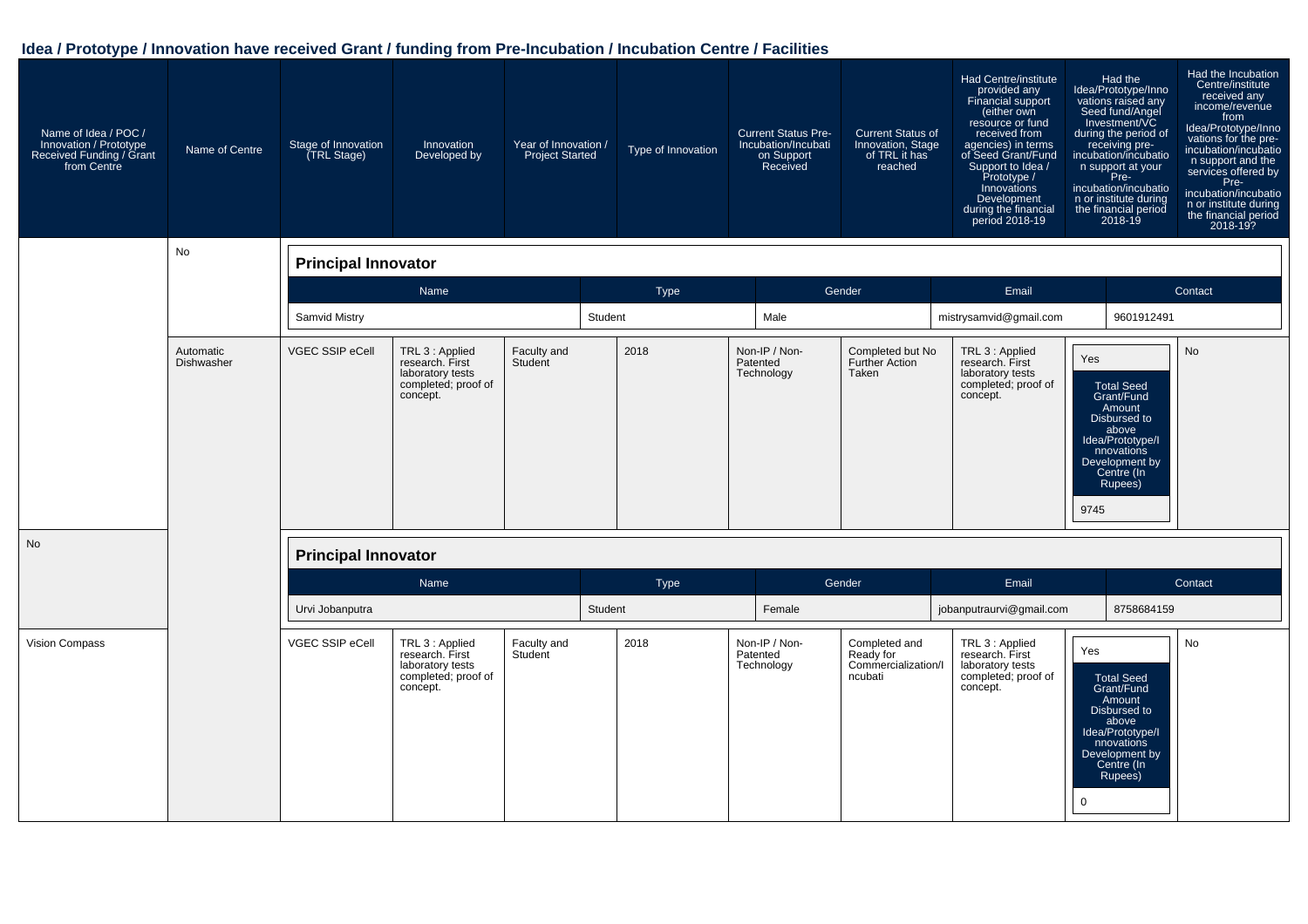## Idea / Prototype / Innovation have received Grant / funding from Pre-Incubation / Incubation Centre / Facilities

| Name of Idea / POC / Innovation / Prototype Received Funding / Grant from Centre | Name of Centre | Stage of Innovation (TRL Stage) | Innovation Developed by | Year of Innovation / Project Started | Type of Innovation | Current Status Pre-Incubation/Incubation Support Received | Current Status of Innovation, Stage of TRL it has reached | Had Centre/institute provided any Financial support (either own resource or fund received from agencies) in terms of Seed Grant/Fund Support to Idea / Prototype / Innovations Development during the financial period 2018-19 | Had the Idea/Prototype/Innovations raised any Seed fund/Angel Investment/VC during the period of receiving pre-incubation/incubation support at your Pre-incubation/incubation or institute during the financial period 2018-19 | Had the Incubation Centre/institute received any income/revenue from Idea/Prototype/Innovations for the pre-incubation/incubation support and the services offered by Pre-incubation/incubation or institute during the financial period 2018-19? |
|---|---|---|---|---|---|---|---|---|---|---|
| | No | | | | | | | | | |
| **Principal Innovator** — Name: Samvid Mistry; Type: Student; Gender: Male; Email: mistrysamvid@gmail.com; Contact: 9601912491 | | | | | | | | | | |
| Automatic Dishwasher | VGEC SSIP eCell | TRL 3 : Applied research. First laboratory tests completed; proof of concept. | Faculty and Student | 2018 | Non-IP / Non-Patented Technology | Completed but No Further Action Taken | TRL 3 : Applied research. First laboratory tests completed; proof of concept. | Yes — Total Seed Grant/Fund Amount Disbursed to above Idea/Prototype/Innovations Development by Centre (In Rupees): 9745 | No | |
| No | | | | | | | | | | |
| **Principal Innovator** — Name: Urvi Jobanputra; Type: Student; Gender: Female; Email: jobanputraurvi@gmail.com; Contact: 8758684159 | | | | | | | | | | |
| Vision Compass | VGEC SSIP eCell | TRL 3 : Applied research. First laboratory tests completed; proof of concept. | Faculty and Student | 2018 | Non-IP / Non-Patented Technology | Completed and Ready for Commercialization/Incubati | TRL 3 : Applied research. First laboratory tests completed; proof of concept. | Yes — Total Seed Grant/Fund Amount Disbursed to above Idea/Prototype/Innovations Development by Centre (In Rupees): 0 | No | |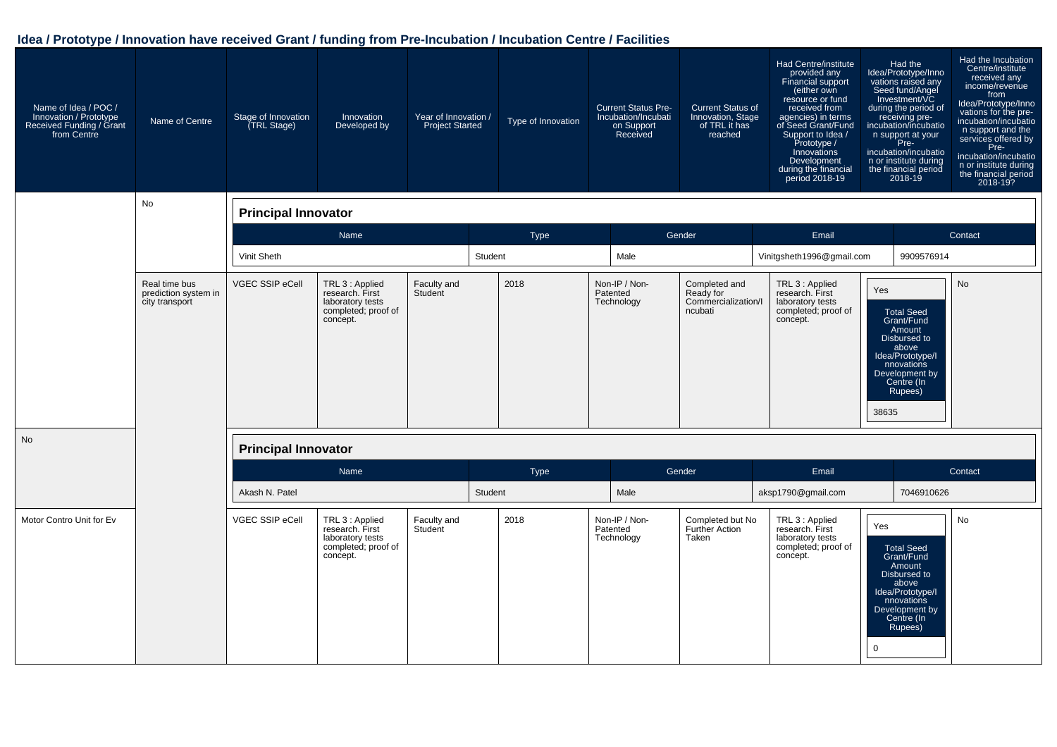## Idea / Prototype / Innovation have received Grant / funding from Pre-Incubation / Incubation Centre / Facilities

| Name of Idea / POC / Innovation / Prototype Received Funding / Grant from Centre | Name of Centre | Stage of Innovation (TRL Stage) | Innovation Developed by | Year of Innovation / Project Started | Type of Innovation | Current Status Pre-Incubation/Incubation Support Received | Current Status of Innovation, Stage of TRL it has reached | Had Centre/institute provided any Financial support (either own resource or fund received from agencies) in terms of Seed Grant/Fund Support to Idea / Prototype / Innovations Development during the financial period 2018-19 | Had the Idea/Prototype/Innovations raised any Seed fund/Angel Investment/VC during the period of receiving pre-incubation/incubation support at your Pre-incubation/incubation or institute during the financial period 2018-19 | Had the Incubation Centre/institute received any income/revenue from Idea/Prototype/Innovations for the pre-incubation/incubation support and the services offered by Pre-incubation/incubation or institute during the financial period 2018-19? |
|---|---|---|---|---|---|---|---|---|---|---|
| | No | **Principal Innovator** — Name: Vinit Sheth; Type: Student; Gender: Male; Email: Vinitgsheth1996@gmail.com; Contact: 9909576914 | | | | | | | | |
| | Real time bus prediction system in city transport | VGEC SSIP eCell | TRL 3 : Applied research. First laboratory tests completed; proof of concept. | Faculty and Student | 2018 | Non-IP / Non-Patented Technology | Completed and Ready for Commercialization/Incubati | TRL 3 : Applied research. First laboratory tests completed; proof of concept. | Yes; Total Seed Grant/Fund Amount Disbursed to above Idea/Prototype/Innovations Development by Centre (In Rupees): 38635 | No |
| No | | **Principal Innovator** — Name: Akash N. Patel; Type: Student; Gender: Male; Email: aksp1790@gmail.com; Contact: 7046910626 | | | | | | | | |
| Motor Contro Unit for Ev | | VGEC SSIP eCell | TRL 3 : Applied research. First laboratory tests completed; proof of concept. | Faculty and Student | 2018 | Non-IP / Non-Patented Technology | Completed but No Further Action Taken | TRL 3 : Applied research. First laboratory tests completed; proof of concept. | Yes; Total Seed Grant/Fund Amount Disbursed to above Idea/Prototype/Innovations Development by Centre (In Rupees): 0 | No |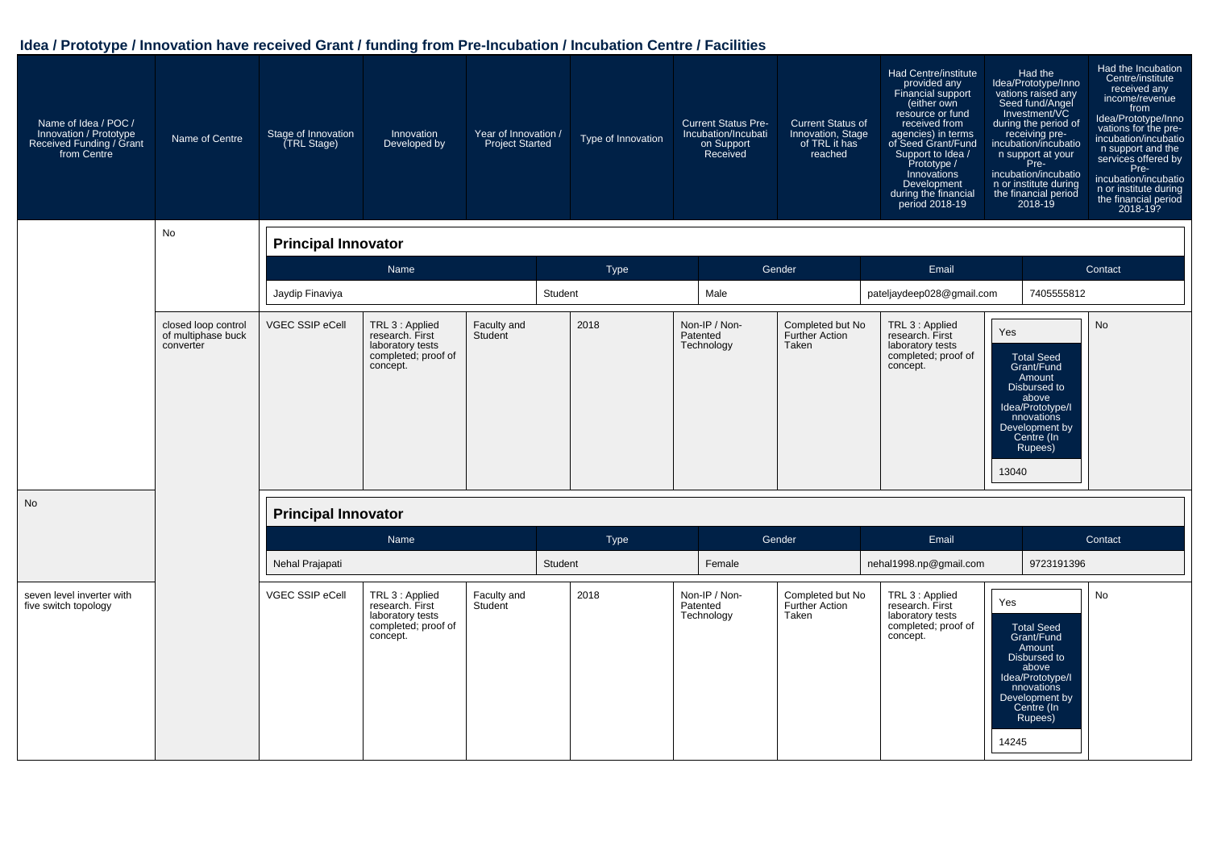## Idea / Prototype / Innovation have received Grant / funding from Pre-Incubation / Incubation Centre / Facilities

| Name of Idea / POC / Innovation / Prototype Received Funding / Grant from Centre | Name of Centre | Stage of Innovation (TRL Stage) | Innovation Developed by | Year of Innovation / Project Started | Type of Innovation | Current Status Pre-Incubation/Incubation Support Received | Current Status of Innovation, Stage of TRL it has reached | Had Centre/institute provided any Financial support (either own resource or fund received from agencies) in terms of Seed Grant/Fund Support to Idea / Prototype / Innovations Development during the financial period 2018-19 | Had the Idea/Prototype/Innovations raised any Seed fund/Angel Investment/VC during the period of receiving pre-incubation/incubation support at your Pre-incubation/incubation or institute during the financial period 2018-19 | Had the Incubation Centre/institute received any income/revenue from Idea/Prototype/Innovations for the pre-incubation/incubation support and the services offered by Pre-incubation/incubation or institute during the financial period 2018-19? |
|---|---|---|---|---|---|---|---|---|---|---|
| | No | | | | | | | | | |

**Principal Innovator**

| Name | Type | Gender | Email | Contact |
|---|---|---|---|---|
| Jaydip Finaviya | Student | Male | pateljaydeep028@gmail.com | 7405555812 |

| Name of Idea / POC / Innovation / Prototype Received Funding / Grant from Centre | Name of Centre | Stage of Innovation (TRL Stage) | Innovation Developed by | Year of Innovation / Project Started | Type of Innovation | Current Status Pre-Incubation/Incubation Support Received | Current Status of Innovation, Stage of TRL it has reached | Had Centre/institute provided any Financial support ... | Had the Idea/Prototype/Innovations raised any Seed fund/Angel Investment/VC ... | Had the Incubation Centre/institute received any income/revenue ... |
|---|---|---|---|---|---|---|---|---|---|---|
| closed loop control of multiphase buck converter | VGEC SSIP eCell | TRL 3 : Applied research. First laboratory tests completed; proof of concept. | Faculty and Student | 2018 | Non-IP / Non-Patented Technology | Completed but No Further Action Taken | TRL 3 : Applied research. First laboratory tests completed; proof of concept. | Yes<br>Total Seed Grant/Fund Amount Disbursed to above Idea/Prototype/Innovations Development by Centre (In Rupees)<br>13040 | No | |
| No | | | | | | | | | | |

**Principal Innovator**

| Name | Type | Gender | Email | Contact |
|---|---|---|---|---|
| Nehal Prajapati | Student | Female | nehal1998.np@gmail.com | 9723191396 |

| Name of Idea / POC / Innovation / Prototype Received Funding / Grant from Centre | Name of Centre | Stage of Innovation (TRL Stage) | Innovation Developed by | Year of Innovation / Project Started | Type of Innovation | Current Status Pre-Incubation/Incubation Support Received | Current Status of Innovation, Stage of TRL it has reached | Had Centre/institute provided any Financial support ... | Had the Idea/Prototype/Innovations raised any Seed fund/Angel Investment/VC ... | Had the Incubation Centre/institute received any income/revenue ... |
|---|---|---|---|---|---|---|---|---|---|---|
| seven level inverter with five switch topology | VGEC SSIP eCell | TRL 3 : Applied research. First laboratory tests completed; proof of concept. | Faculty and Student | 2018 | Non-IP / Non-Patented Technology | Completed but No Further Action Taken | TRL 3 : Applied research. First laboratory tests completed; proof of concept. | Yes<br>Total Seed Grant/Fund Amount Disbursed to above Idea/Prototype/Innovations Development by Centre (In Rupees)<br>14245 | No | |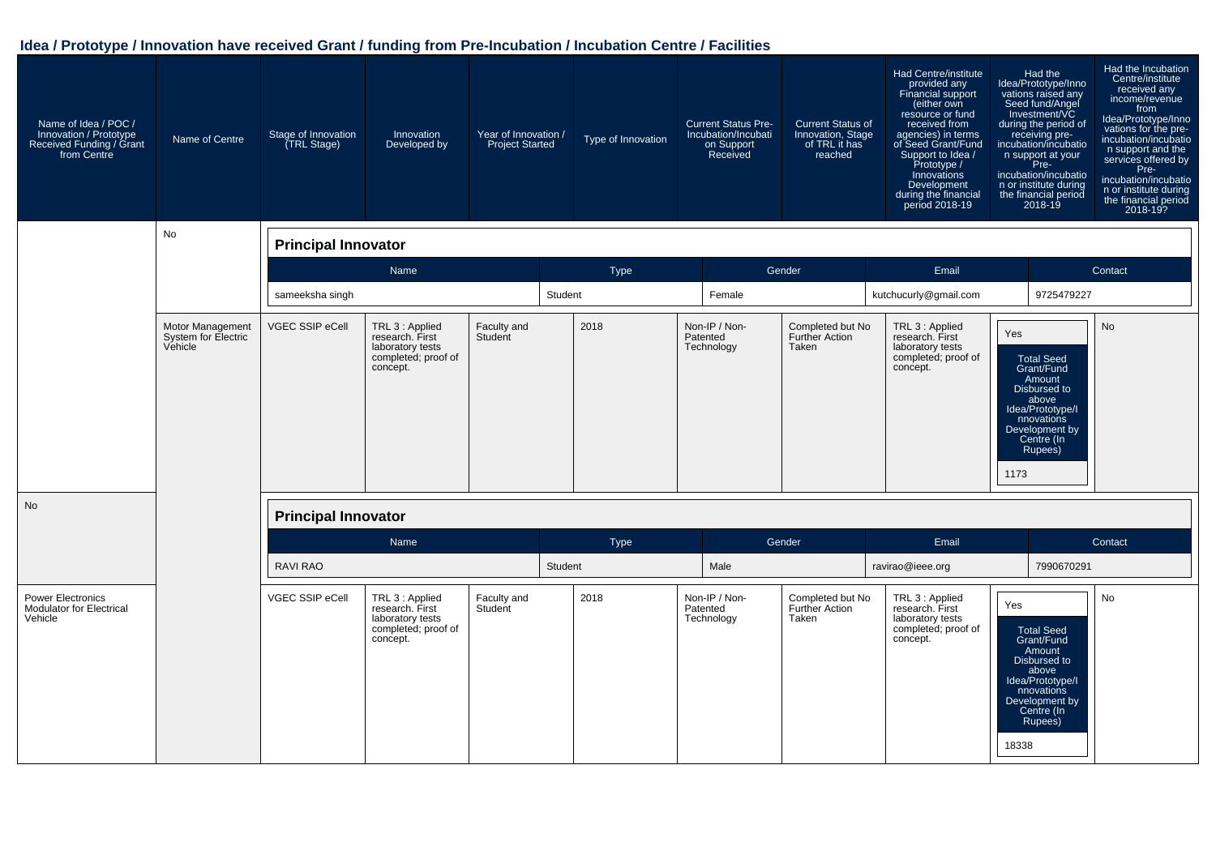## Idea / Prototype / Innovation have received Grant / funding from Pre-Incubation / Incubation Centre / Facilities

| Name of Idea / POC / Innovation / Prototype Received Funding / Grant from Centre | Name of Centre | Stage of Innovation (TRL Stage) | Innovation Developed by | Year of Innovation / Project Started | Type of Innovation | Current Status Pre-Incubation/Incubation Support Received | Current Status of Innovation, Stage of TRL it has reached | Had Centre/institute provided any Financial support (either own resource or fund received from agencies) in terms of Seed Grant/Fund Support to Idea / Prototype / Innovations Development during the financial period 2018-19 | Had the Idea/Prototype/Innovations raised any Seed fund/Angel Investment/VC during the period of receiving pre-incubation/incubation support at your Pre-incubation/incubation or institute during the financial period 2018-19 | Had the Incubation Centre/institute received any income/revenue from Idea/Prototype/Innovations for the pre-incubation/incubation support and the services offered by Pre-incubation/incubation or institute during the financial period 2018-19? |
|---|---|---|---|---|---|---|---|---|---|---|
| | No | | | | | | | | | |
| Motor Management System for Electric Vehicle | VGEC SSIP eCell | TRL 3 : Applied research. First laboratory tests completed; proof of concept. | Faculty and Student | 2018 | Non-IP / Non-Patented Technology | Completed but No Further Action Taken | TRL 3 : Applied research. First laboratory tests completed; proof of concept. | Yes<br>Total Seed Grant/Fund Amount Disbursed to above Idea/Prototype/Innovations Development by Centre (In Rupees)<br>1173 | No | |
| No | | | | | | | | | | |
| Power Electronics Modulator for Electrical Vehicle | VGEC SSIP eCell | TRL 3 : Applied research. First laboratory tests completed; proof of concept. | Faculty and Student | 2018 | Non-IP / Non-Patented Technology | Completed but No Further Action Taken | TRL 3 : Applied research. First laboratory tests completed; proof of concept. | Yes<br>Total Seed Grant/Fund Amount Disbursed to above Idea/Prototype/Innovations Development by Centre (In Rupees)<br>18338 | No | |

**Principal Innovator** (Motor Management System for Electric Vehicle)

| Name | Type | Gender | Email | Contact |
|---|---|---|---|---|
| sameeksha singh | Student | Female | kutchucurly@gmail.com | 9725479227 |

**Principal Innovator** (Power Electronics Modulator for Electrical Vehicle)

| Name | Type | Gender | Email | Contact |
|---|---|---|---|---|
| RAVI RAO | Student | Male | ravirao@ieee.org | 7990670291 |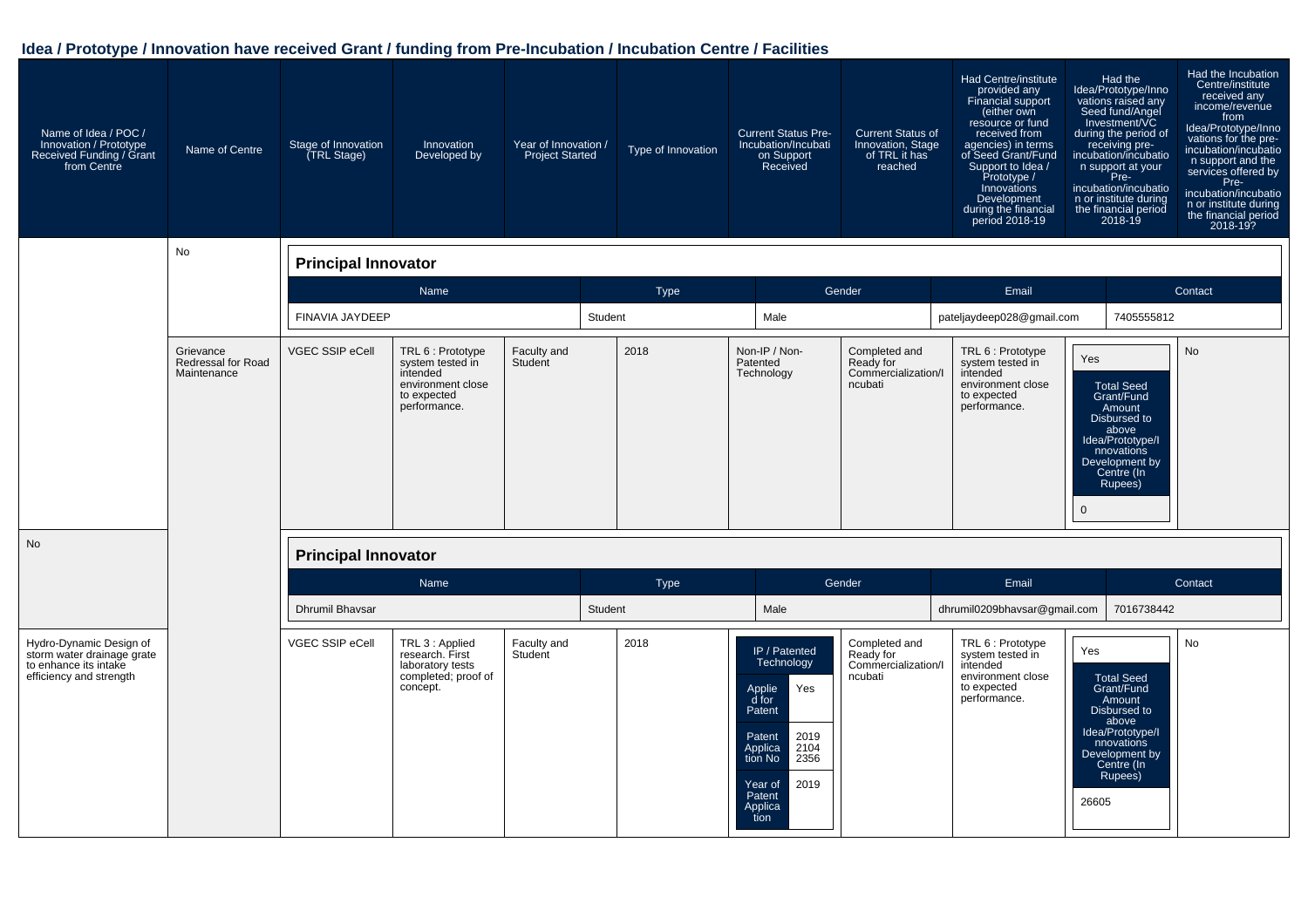## Idea / Prototype / Innovation have received Grant / funding from Pre-Incubation / Incubation Centre / Facilities

| Name of Idea / POC / Innovation / Prototype Received Funding / Grant from Centre | Name of Centre | Stage of Innovation (TRL Stage) | Innovation Developed by | Year of Innovation / Project Started | Type of Innovation | Current Status Pre-Incubation/Incubation Support Received | Current Status of Innovation, Stage of TRL it has reached | Had Centre/institute provided any Financial support (either own resource or fund received from agencies) in terms of Seed Grant/Fund Support to Idea / Prototype / Innovations Development during the financial period 2018-19 | Had the Idea/Prototype/Innovations raised any Seed fund/Angel Investment/VC during the period of receiving pre-incubation/incubation support at your Pre-incubation/incubation or institute during the financial period 2018-19 | Had the Incubation Centre/institute received any income/revenue from Idea/Prototype/Innovations for the pre-incubation/incubation support and the services offered by Pre-incubation/incubation or institute during the financial period 2018-19? |
|---|---|---|---|---|---|---|---|---|---|---|
| | No | | | | | | | | | |

**Principal Innovator**

| Name | Type | Gender | Email | Contact |
|---|---|---|---|---|
| FINAVIA JAYDEEP | Student | Male | pateljaydeep028@gmail.com | 7405555812 |

| Name of Idea / POC / Innovation / Prototype Received Funding / Grant from Centre | Name of Centre | Stage of Innovation (TRL Stage) | Innovation Developed by | Year of Innovation / Project Started | Type of Innovation | Current Status Pre-Incubation/Incubation Support Received | Current Status of Innovation, Stage of TRL it has reached | Had Centre/institute provided any Financial support ... during the financial period 2018-19 | Had the Idea/Prototype/Innovations raised any Seed fund/Angel Investment/VC ... during the financial period 2018-19 | Had the Incubation Centre/institute received any income/revenue ... during the financial period 2018-19? |
|---|---|---|---|---|---|---|---|---|---|---|
| Grievance Redressal for Road Maintenance | VGEC SSIP eCell | TRL 6 : Prototype system tested in intended environment close to expected performance. | Faculty and Student | 2018 | Non-IP / Non-Patented Technology | Completed and Ready for Commercialization/Incubati | TRL 6 : Prototype system tested in intended environment close to expected performance. | Yes<br>Total Seed Grant/Fund Amount Disbursed to above Idea/Prototype/Innovations Development by Centre (In Rupees): 0 | No | |
| No | | | | | | | | | | |

**Principal Innovator**

| Name | Type | Gender | Email | Contact |
|---|---|---|---|---|
| Dhrumil Bhavsar | Student | Male | dhrumil0209bhavsar@gmail.com | 7016738442 |

| Name of Idea / POC / Innovation / Prototype Received Funding / Grant from Centre | Name of Centre | Stage of Innovation (TRL Stage) | Innovation Developed by | Year of Innovation / Project Started | Type of Innovation | Current Status Pre-Incubation/Incubation Support Received | Current Status of Innovation, Stage of TRL it has reached | Had Centre/institute provided any Financial support ... during the financial period 2018-19 | Had the Idea/Prototype/Innovations raised any Seed fund/Angel Investment/VC ... during the financial period 2018-19 | Had the Incubation Centre/institute received any income/revenue ... during the financial period 2018-19? |
|---|---|---|---|---|---|---|---|---|---|---|
| Hydro-Dynamic Design of storm water drainage grate to enhance its intake efficiency and strength | VGEC SSIP eCell | TRL 3 : Applied research. First laboratory tests completed; proof of concept. | Faculty and Student | 2018 | IP / Patented Technology<br>Applied for Patent: Yes<br>Patent Application No: 201921042356<br>Year of Patent Application: 2019 | Completed and Ready for Commercialization/Incubati | TRL 6 : Prototype system tested in intended environment close to expected performance. | Yes<br>Total Seed Grant/Fund Amount Disbursed to above Idea/Prototype/Innovations Development by Centre (In Rupees): 26605 | No | |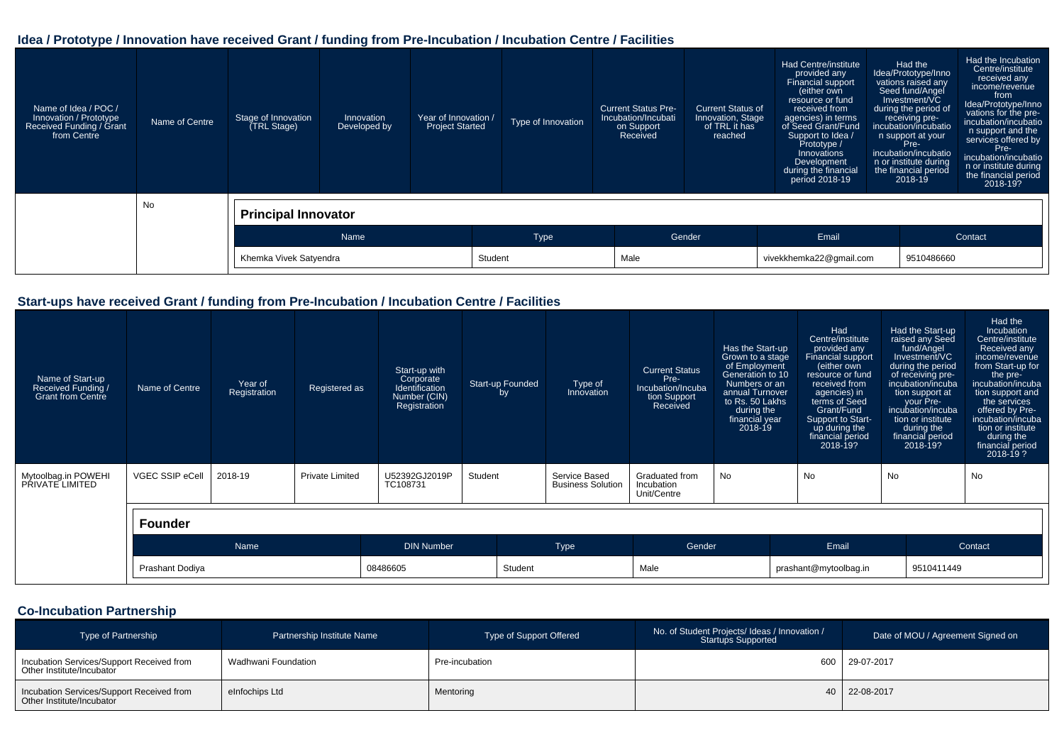## Idea / Prototype / Innovation have received Grant / funding from Pre-Incubation / Incubation Centre / Facilities

| Name of Idea / POC / Innovation / Prototype Received Funding / Grant from Centre | Name of Centre | Stage of Innovation (TRL Stage) | Innovation Developed by | Year of Innovation / Project Started | Type of Innovation | Current Status Pre-Incubation/Incubation Support Received | Current Status of Innovation, Stage of TRL it has reached | Had Centre/institute provided any Financial support (either own resource or fund received from agencies) in terms of Seed Grant/Fund Support to Idea / Prototype / Innovations Development during the financial period 2018-19 | Had the Idea/Prototype/Innovations raised any Seed fund/Angel Investment/VC during the period of receiving pre-incubation/incubation support at your Pre-incubation/incubation or institute during the financial period 2018-19 | Had the Incubation Centre/institute received any income/revenue from Idea/Prototype/Innovations for the pre-incubation/incubation support and the services offered by Pre-incubation/incubation or institute during the financial period 2018-19? |
|---|---|---|---|---|---|---|---|---|---|---|
| | No | | | | | | | | | |

**Principal Innovator**

| Name | Type | Gender | Email | Contact |
|---|---|---|---|---|
| Khemka Vivek Satyendra | Student | Male | vivekkhemka22@gmail.com | 9510486660 |

## Start-ups have received Grant / funding from Pre-Incubation / Incubation Centre / Facilities

| Name of Start-up Received Funding / Grant from Centre | Name of Centre | Year of Registration | Registered as | Start-up with Corporate Identification Number (CIN) Registration | Start-up Founded by | Type of Innovation | Current Status Pre-Incubation/Incubation Support Received | Has the Start-up Grown to a stage of Employment Generation to 10 Numbers or an annual Turnover to Rs. 50 Lakhs during the financial year 2018-19 | Had Centre/institute provided any Financial support (either own resource or fund received from agencies) in terms of Seed Grant/Fund Support to Start-up during the financial period 2018-19? | Had the Start-up raised any Seed fund/Angel Investment/VC during the period of receiving pre-incubation/incubation support at your Pre-incubation/incubation or institute during the financial period 2018-19? | Had the Incubation Centre/institute Received any income/revenue from Start-up for the pre-incubation/incubation support and the services offered by Pre-incubation/incubation or institute during the financial period 2018-19 ? |
|---|---|---|---|---|---|---|---|---|---|---|---|
| Mytoolbag.in POWEHI PRIVATE LIMITED | VGEC SSIP eCell | 2018-19 | Private Limited | U52392GJ2019PTC108731 | Student | Service Based Business Solution | Graduated from Incubation Unit/Centre | No | No | No | No |

**Founder**

| Name | DIN Number | Type | Gender | Email | Contact |
|---|---|---|---|---|---|
| Prashant Dodiya | 08486605 | Student | Male | prashant@mytoolbag.in | 9510411449 |

## Co-Incubation Partnership

| Type of Partnership | Partnership Institute Name | Type of Support Offered | No. of Student Projects/ Ideas / Innovation / Startups Supported | Date of MOU / Agreement Signed on |
|---|---|---|---|---|
| Incubation Services/Support Received from Other Institute/Incubator | Wadhwani Foundation | Pre-incubation | 600 | 29-07-2017 |
| Incubation Services/Support Received from Other Institute/Incubator | eInfochips Ltd | Mentoring | 40 | 22-08-2017 |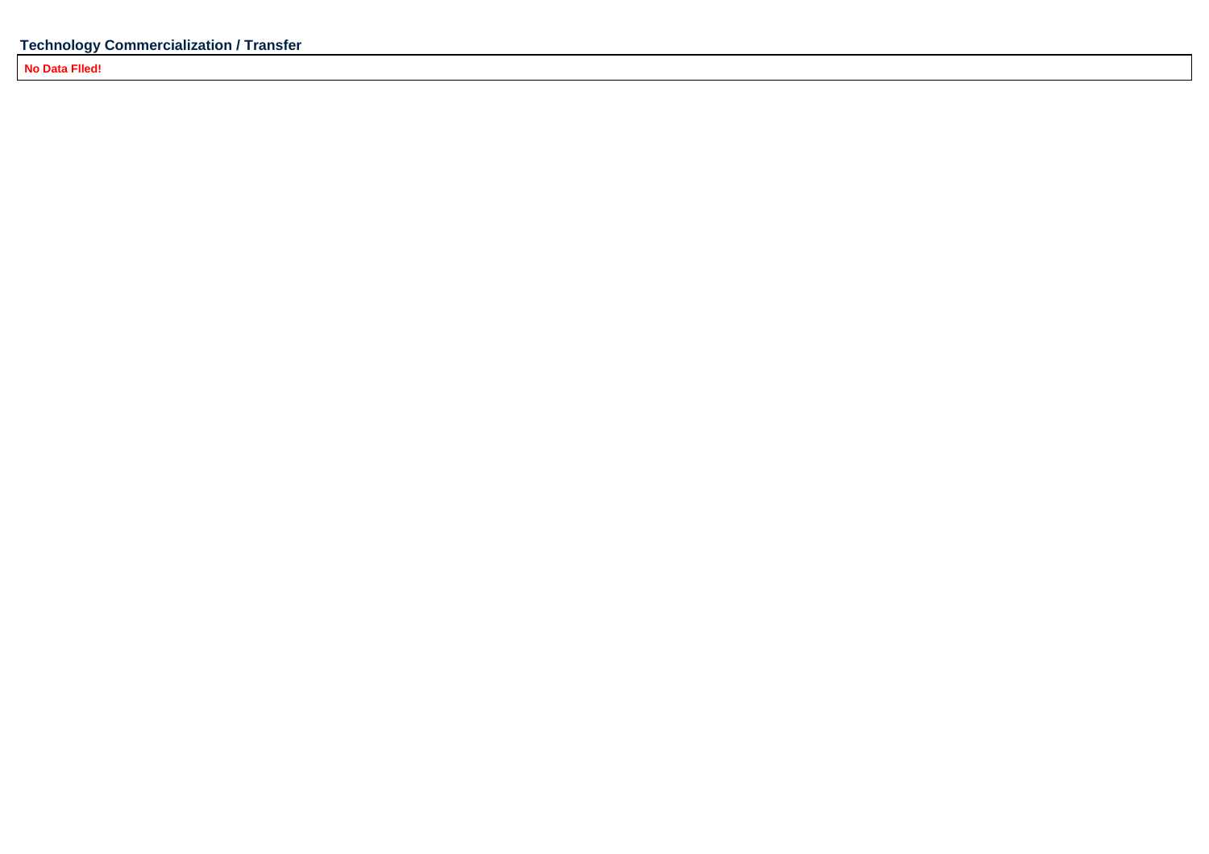## Technology Commercialization / Transfer

**No Data Flled!**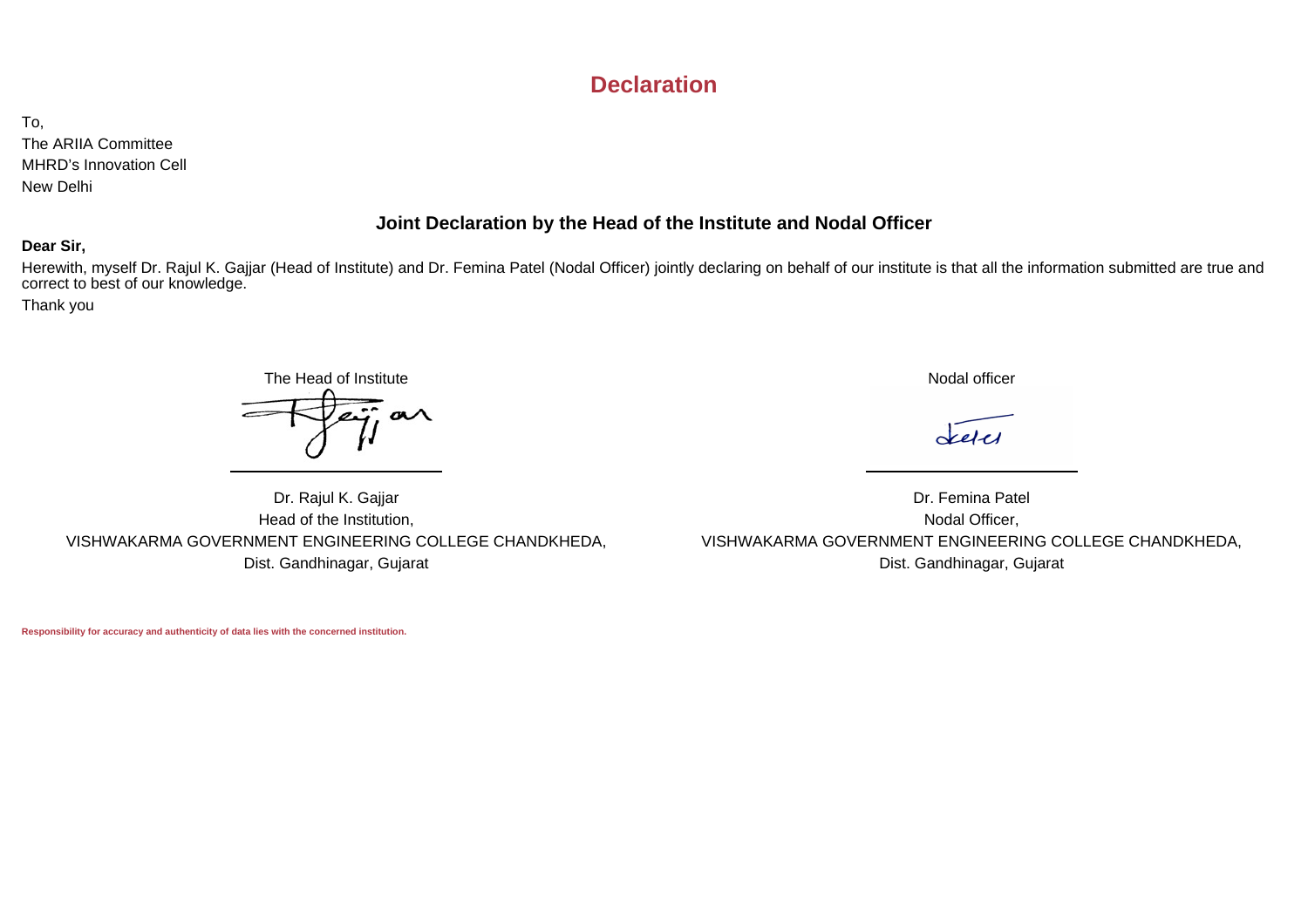# Declaration

To,

The ARIIA Committee

MHRD's Innovation Cell

New Delhi

## Joint Declaration by the Head of the Institute and Nodal Officer

**Dear Sir,**

Herewith, myself Dr. Rajul K. Gajjar (Head of Institute) and Dr. Femina Patel (Nodal Officer) jointly declaring on behalf of our institute is that all the information submitted are true and correct to best of our knowledge.

Thank you

The Head of Institute

Dr. Rajul K. Gajjar
Head of the Institution,
VISHWAKARMA GOVERNMENT ENGINEERING COLLEGE CHANDKHEDA,
Dist. Gandhinagar, Gujarat

Nodal officer

Dr. Femina Patel
Nodal Officer,
VISHWAKARMA GOVERNMENT ENGINEERING COLLEGE CHANDKHEDA,
Dist. Gandhinagar, Gujarat

**Responsibility for accuracy and authenticity of data lies with the concerned institution.**